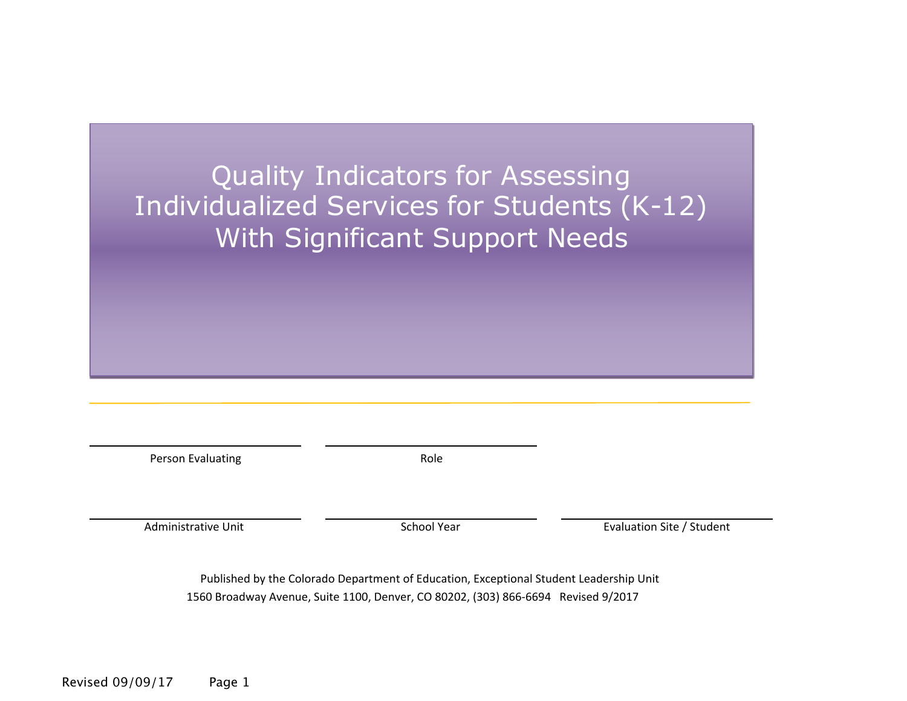# Quality Indicators for Assessing Individualized Services for Students (K-12) With Significant Support Needs

Person Evaluating

Role

Administrative Unit

School Year

Evaluation Site / Student

Published by the Colorado Department of Education, Exceptional Student Leadership Unit
1560 Broadway Avenue, Suite 1100, Denver, CO 80202, (303) 866-6694 Revised 9/2017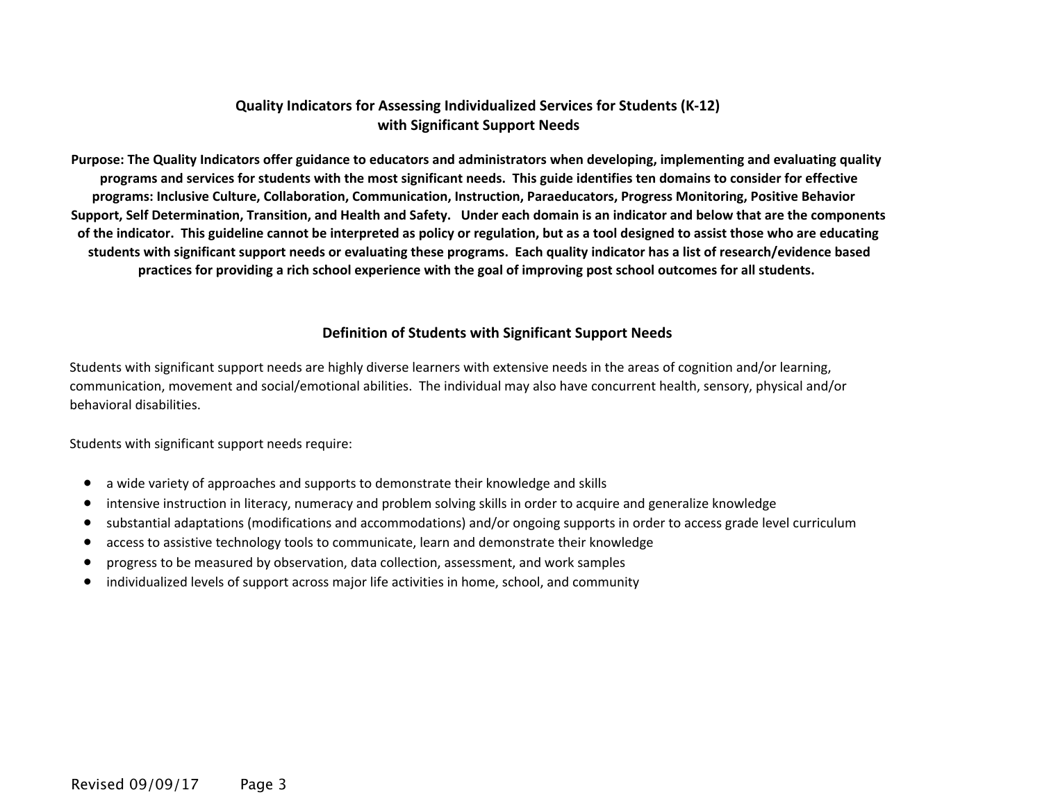## Quality Indicators for Assessing Individualized Services for Students (K-12) with Significant Support Needs

**Purpose: The Quality Indicators offer guidance to educators and administrators when developing, implementing and evaluating quality programs and services for students with the most significant needs. This guide identifies ten domains to consider for effective programs: Inclusive Culture, Collaboration, Communication, Instruction, Paraeducators, Progress Monitoring, Positive Behavior Support, Self Determination, Transition, and Health and Safety. Under each domain is an indicator and below that are the components of the indicator. This guideline cannot be interpreted as policy or regulation, but as a tool designed to assist those who are educating students with significant support needs or evaluating these programs. Each quality indicator has a list of research/evidence based practices for providing a rich school experience with the goal of improving post school outcomes for all students.**

### Definition of Students with Significant Support Needs

Students with significant support needs are highly diverse learners with extensive needs in the areas of cognition and/or learning, communication, movement and social/emotional abilities. The individual may also have concurrent health, sensory, physical and/or behavioral disabilities.

Students with significant support needs require:

- a wide variety of approaches and supports to demonstrate their knowledge and skills
- intensive instruction in literacy, numeracy and problem solving skills in order to acquire and generalize knowledge
- substantial adaptations (modifications and accommodations) and/or ongoing supports in order to access grade level curriculum
- access to assistive technology tools to communicate, learn and demonstrate their knowledge
- progress to be measured by observation, data collection, assessment, and work samples
- individualized levels of support across major life activities in home, school, and community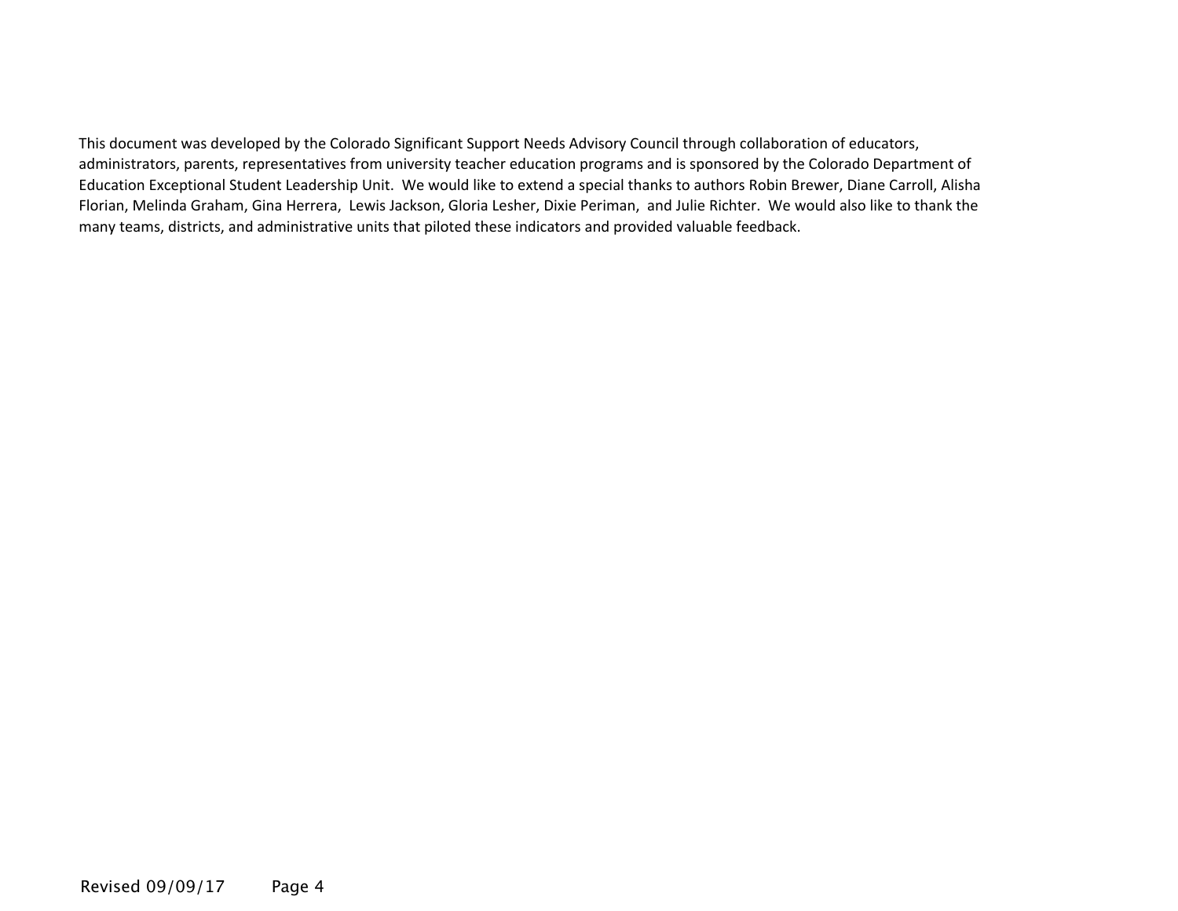This document was developed by the Colorado Significant Support Needs Advisory Council through collaboration of educators, administrators, parents, representatives from university teacher education programs and is sponsored by the Colorado Department of Education Exceptional Student Leadership Unit. We would like to extend a special thanks to authors Robin Brewer, Diane Carroll, Alisha Florian, Melinda Graham, Gina Herrera, Lewis Jackson, Gloria Lesher, Dixie Periman, and Julie Richter. We would also like to thank the many teams, districts, and administrative units that piloted these indicators and provided valuable feedback.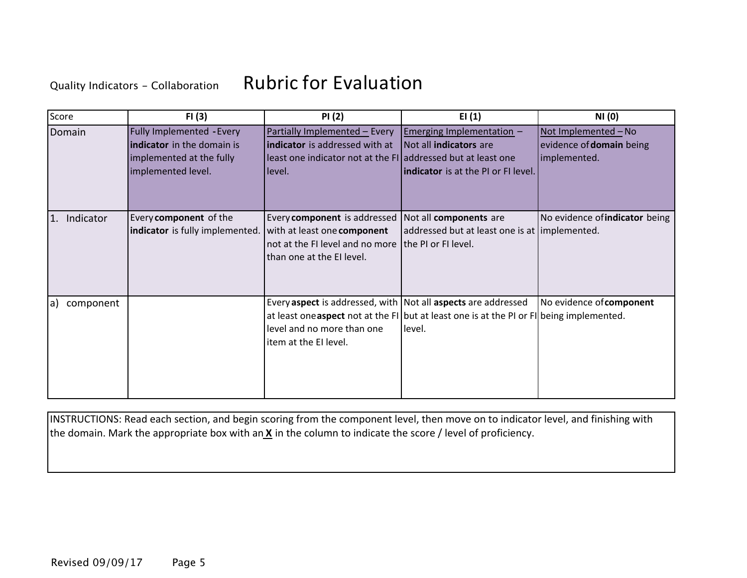Quality Indicators - Collaboration

# Rubric for Evaluation

| Score | FI (3) | PI (2) | EI (1) | NI (0) |
|---|---|---|---|---|
| Domain | Fully Implemented - Every **indicator** in the domain is implemented at the fully implemented level. | Partially Implemented – Every **indicator** is addressed with at least one indicator not at the FI level. | Emerging Implementation – Not all **indicators** are addressed but at least one **indicator** is at the PI or FI level. | Not Implemented – No evidence of **domain** being implemented. |
| 1. Indicator | Every **component** of the **indicator** is fully implemented. | Every **component** is addressed with at least one **component** not at the FI level and no more than one at the EI level. | Not all **components** are addressed but at least one is at the PI or FI level. | No evidence of **indicator** being implemented. |
| a) component | | Every **aspect** is addressed, with at least one **aspect** not at the FI level and no more than one item at the EI level. | Not all **aspects** are addressed but at least one is at the PI or FI level. | No evidence of **component** being implemented. |

INSTRUCTIONS: Read each section, and begin scoring from the component level, then move on to indicator level, and finishing with the domain. Mark the appropriate box with an **X** in the column to indicate the score / level of proficiency.

Revised 09/09/17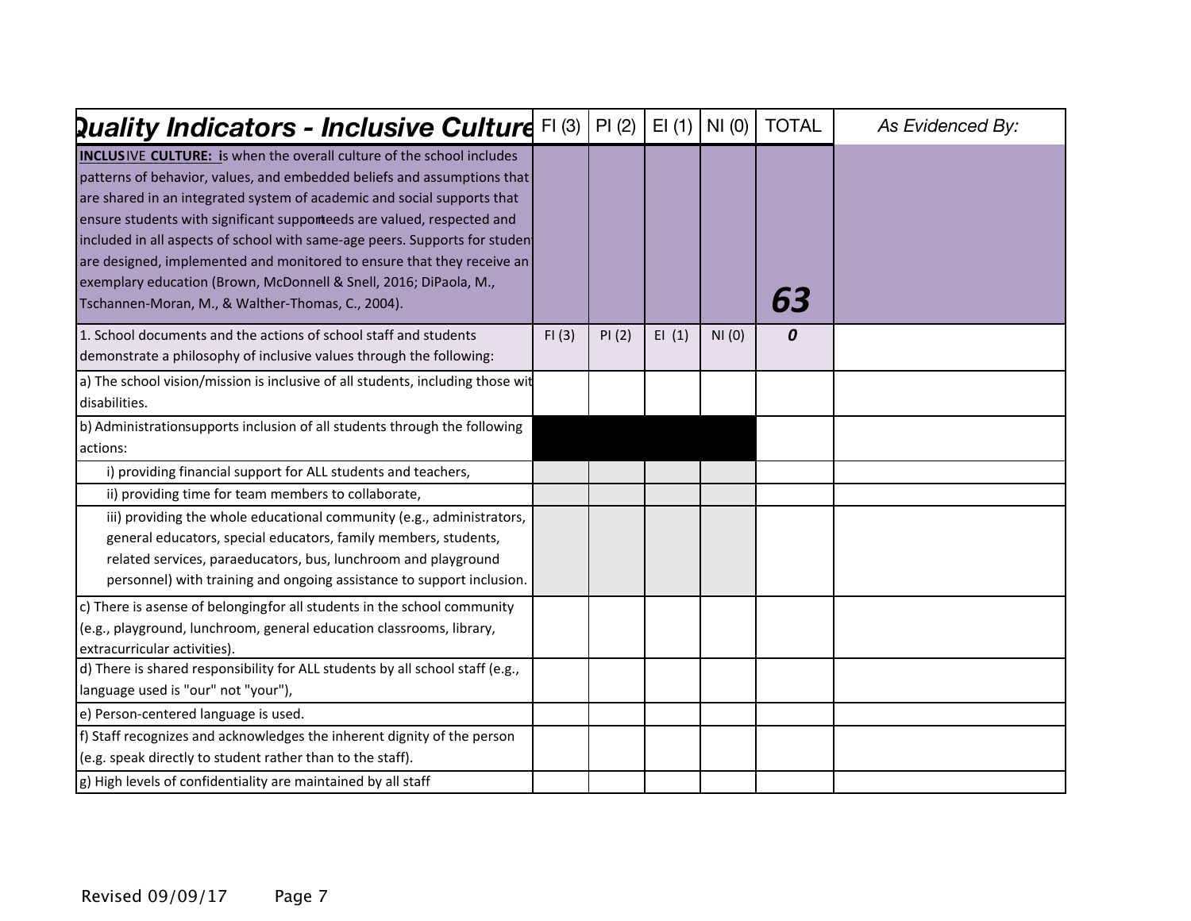| Quality Indicators - Inclusive Culture | FI (3) | PI (2) | EI (1) | NI (0) | TOTAL | As Evidenced By: |
|---|---|---|---|---|---|---|
| **INCLUSIVE CULTURE:** is when the overall culture of the school includes patterns of behavior, values, and embedded beliefs and assumptions that are shared in an integrated system of academic and social supports that ensure students with significant support needs are valued, respected and included in all aspects of school with same-age peers. Supports for students are designed, implemented and monitored to ensure that they receive an exemplary education (Brown, McDonnell & Snell, 2016; DiPaola, M., Tschannen-Moran, M., & Walther-Thomas, C., 2004). | | | | | ***63*** | |
| 1. School documents and the actions of school staff and students demonstrate a philosophy of inclusive values through the following: | FI (3) | PI (2) | EI (1) | NI (0) | ***0*** | |
| a) The school vision/mission is inclusive of all students, including those with disabilities. | | | | | | |
| b) Administrationsupports inclusion of all students through the following actions: | | | | | | |
| i) providing financial support for ALL students and teachers, | | | | | | |
| ii) providing time for team members to collaborate, | | | | | | |
| iii) providing the whole educational community (e.g., administrators, general educators, special educators, family members, students, related services, paraeducators, bus, lunchroom and playground personnel) with training and ongoing assistance to support inclusion. | | | | | | |
| c) There is asense of belongingfor all students in the school community (e.g., playground, lunchroom, general education classrooms, library, extracurricular activities). | | | | | | |
| d) There is shared responsibility for ALL students by all school staff (e.g., language used is "our" not "your"), | | | | | | |
| e) Person-centered language is used. | | | | | | |
| f) Staff recognizes and acknowledges the inherent dignity of the person (e.g. speak directly to student rather than to the staff). | | | | | | |
| g) High levels of confidentiality are maintained by all staff | | | | | | |

Revised 09/09/17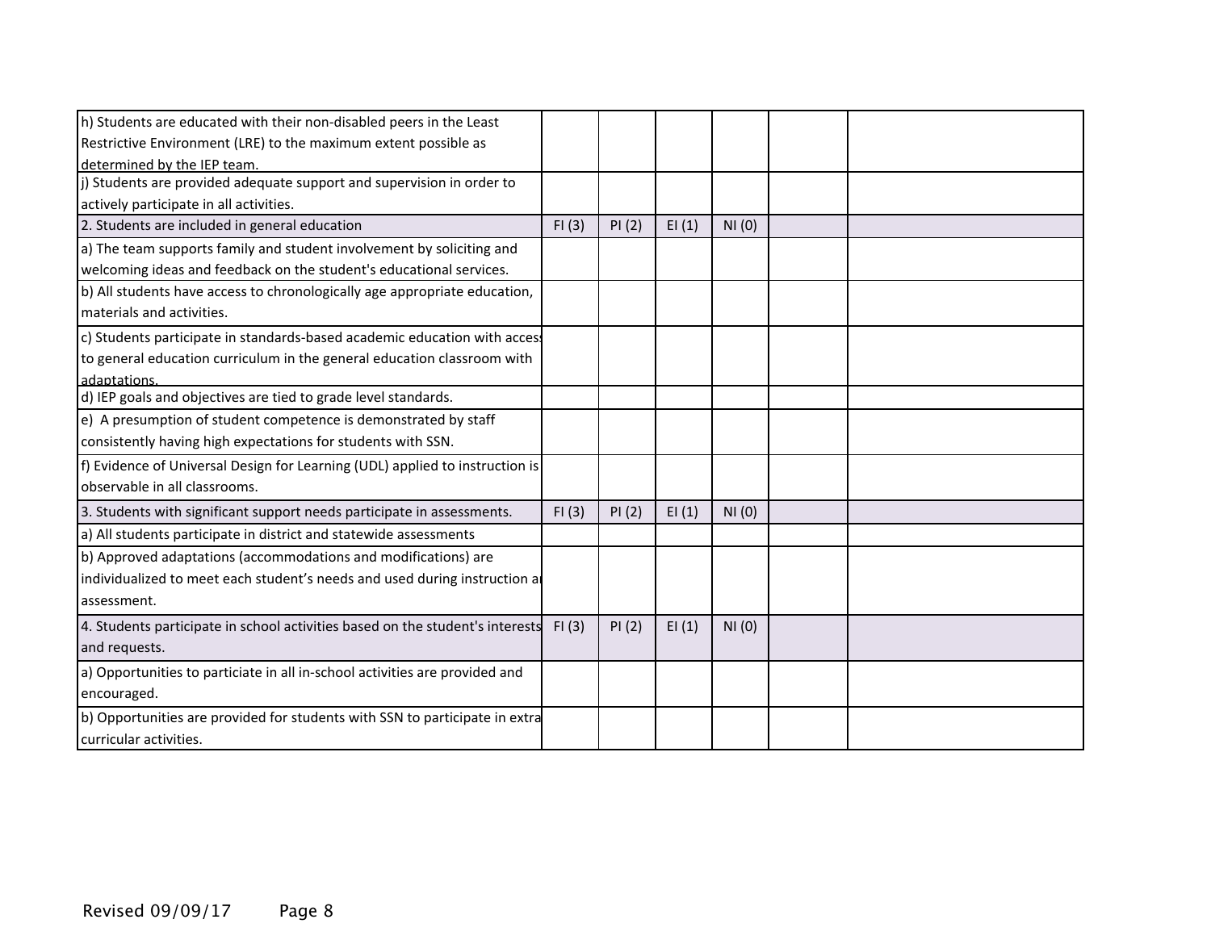| | | | | | | |
|---|---|---|---|---|---|---|
| h) Students are educated with their non-disabled peers in the Least Restrictive Environment (LRE) to the maximum extent possible as determined by the IEP team. | | | | | | |
| j) Students are provided adequate support and supervision in order to actively participate in all activities. | | | | | | |
| 2. Students are included in general education | FI (3) | PI (2) | EI (1) | NI (0) | | |
| a) The team supports family and student involvement by soliciting and welcoming ideas and feedback on the student's educational services. | | | | | | |
| b) All students have access to chronologically age appropriate education, materials and activities. | | | | | | |
| c) Students participate in standards-based academic education with access to general education curriculum in the general education classroom with adaptations. | | | | | | |
| d) IEP goals and objectives are tied to grade level standards. | | | | | | |
| e) A presumption of student competence is demonstrated by staff consistently having high expectations for students with SSN. | | | | | | |
| f) Evidence of Universal Design for Learning (UDL) applied to instruction is observable in all classrooms. | | | | | | |
| 3. Students with significant support needs participate in assessments. | FI (3) | PI (2) | EI (1) | NI (0) | | |
| a) All students participate in district and statewide assessments | | | | | | |
| b) Approved adaptations (accommodations and modifications) are individualized to meet each student's needs and used during instruction and assessment. | | | | | | |
| 4. Students participate in school activities based on the student's interests and requests. | FI (3) | PI (2) | EI (1) | NI (0) | | |
| a) Opportunities to particiate in all in-school activities are provided and encouraged. | | | | | | |
| b) Opportunities are provided for students with SSN to participate in extra curricular activities. | | | | | | |

Revised 09/09/17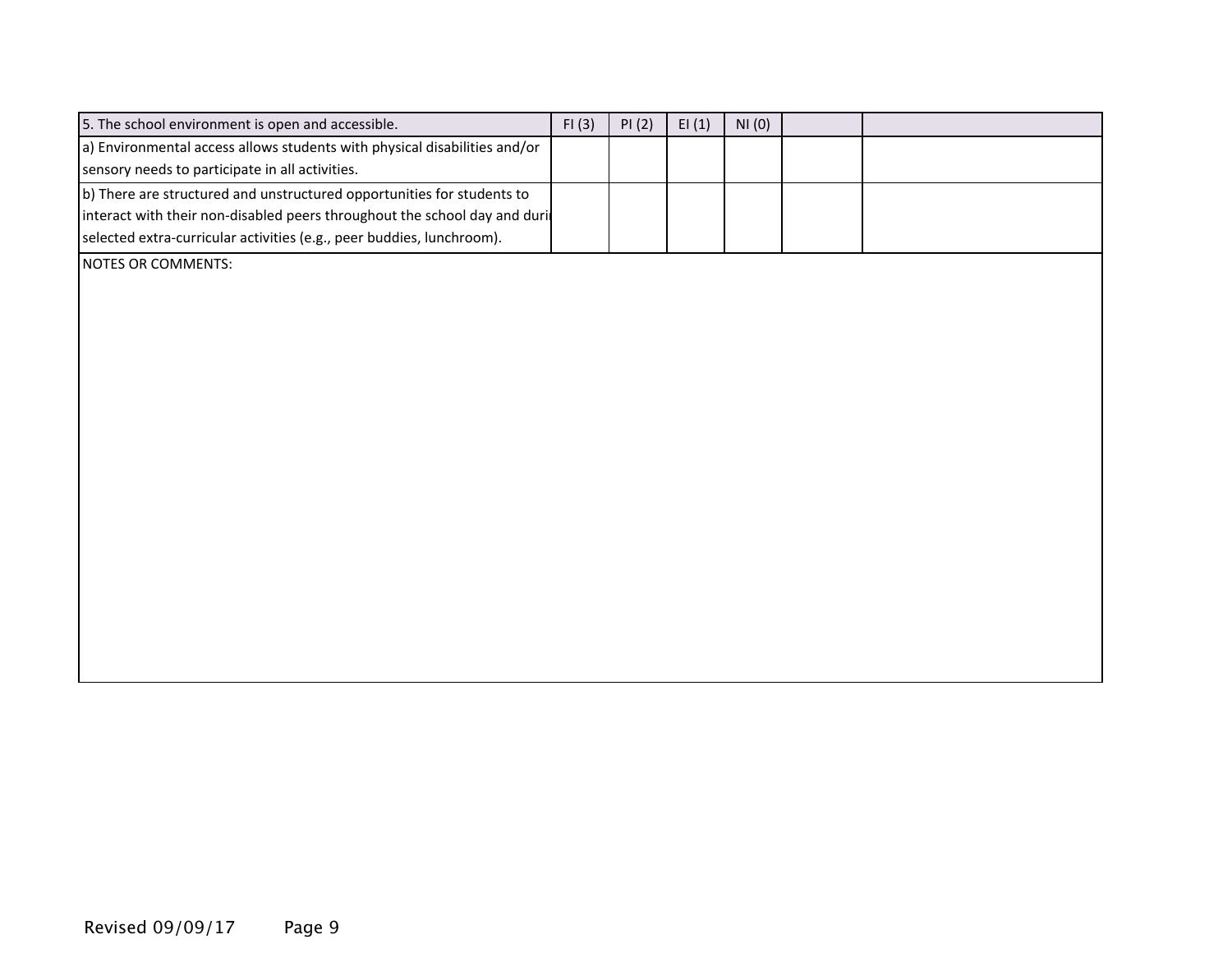| 5. The school environment is open and accessible. | FI (3) | PI (2) | EI (1) | NI (0) | | |
|---|---|---|---|---|---|---|
| a) Environmental access allows students with physical disabilities and/or sensory needs to participate in all activities. | | | | | | |
| b) There are structured and unstructured opportunities for students to interact with their non-disabled peers throughout the school day and duri selected extra-curricular activities (e.g., peer buddies, lunchroom). | | | | | | |

NOTES OR COMMENTS:

Revised 09/09/17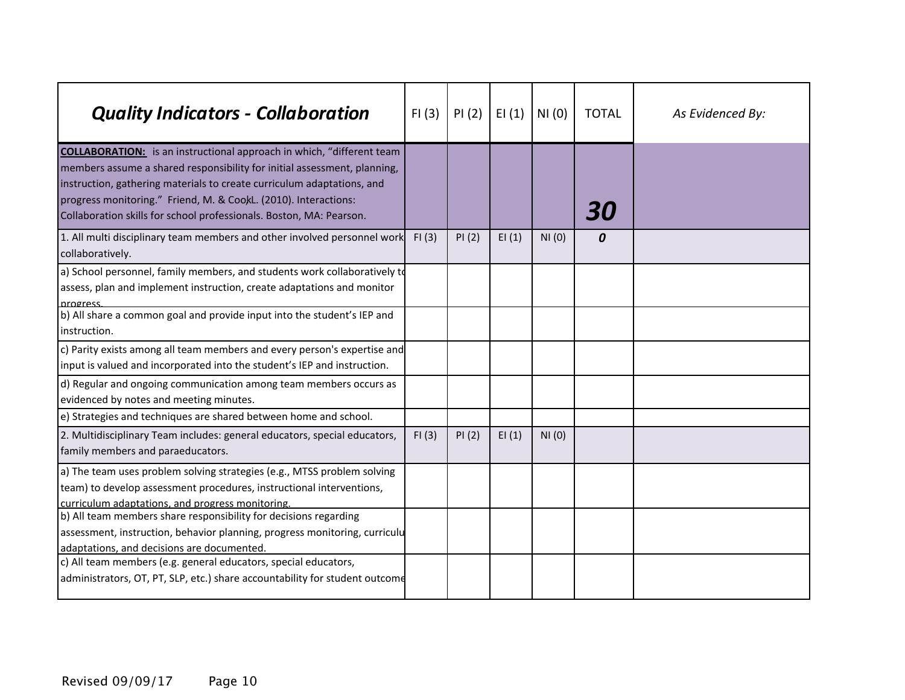| *Quality Indicators - Collaboration* | FI (3) | PI (2) | EI (1) | NI (0) | TOTAL | *As Evidenced By:* |
|---|---|---|---|---|---|---|
| **COLLABORATION:** is an instructional approach in which, "different team members assume a shared responsibility for initial assessment, planning, instruction, gathering materials to create curriculum adaptations, and progress monitoring." Friend, M. & Cook, L. (2010). Interactions: Collaboration skills for school professionals. Boston, MA: Pearson. | | | | | ***30*** | |
| 1. All multi disciplinary team members and other involved personnel work collaboratively. | FI (3) | PI (2) | EI (1) | NI (0) | ***0*** | |
| a) School personnel, family members, and students work collaboratively to assess, plan and implement instruction, create adaptations and monitor progress. | | | | | | |
| b) All share a common goal and provide input into the student's IEP and instruction. | | | | | | |
| c) Parity exists among all team members and every person's expertise and input is valued and incorporated into the student's IEP and instruction. | | | | | | |
| d) Regular and ongoing communication among team members occurs as evidenced by notes and meeting minutes. | | | | | | |
| e) Strategies and techniques are shared between home and school. | | | | | | |
| 2. Multidisciplinary Team includes: general educators, special educators, family members and paraeducators. | FI (3) | PI (2) | EI (1) | NI (0) | | |
| a) The team uses problem solving strategies (e.g., MTSS problem solving team) to develop assessment procedures, instructional interventions, curriculum adaptations, and progress monitoring. | | | | | | |
| b) All team members share responsibility for decisions regarding assessment, instruction, behavior planning, progress monitoring, curriculum adaptations, and decisions are documented. | | | | | | |
| c) All team members (e.g. general educators, special educators, administrators, OT, PT, SLP, etc.) share accountability for student outcomes | | | | | | |

Revised 09/09/17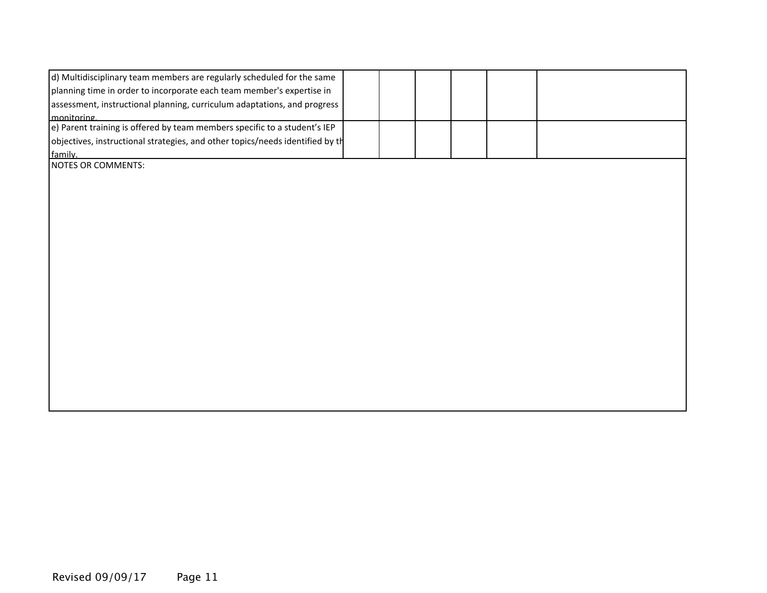| | | | | | |
|---|---|---|---|---|---|
| d) Multidisciplinary team members are regularly scheduled for the same planning time in order to incorporate each team member's expertise in assessment, instructional planning, curriculum adaptations, and progress monitoring. | | | | | |
| e) Parent training is offered by team members specific to a student's IEP objectives, instructional strategies, and other topics/needs identified by the family. | | | | | |

NOTES OR COMMENTS:

Revised 09/09/17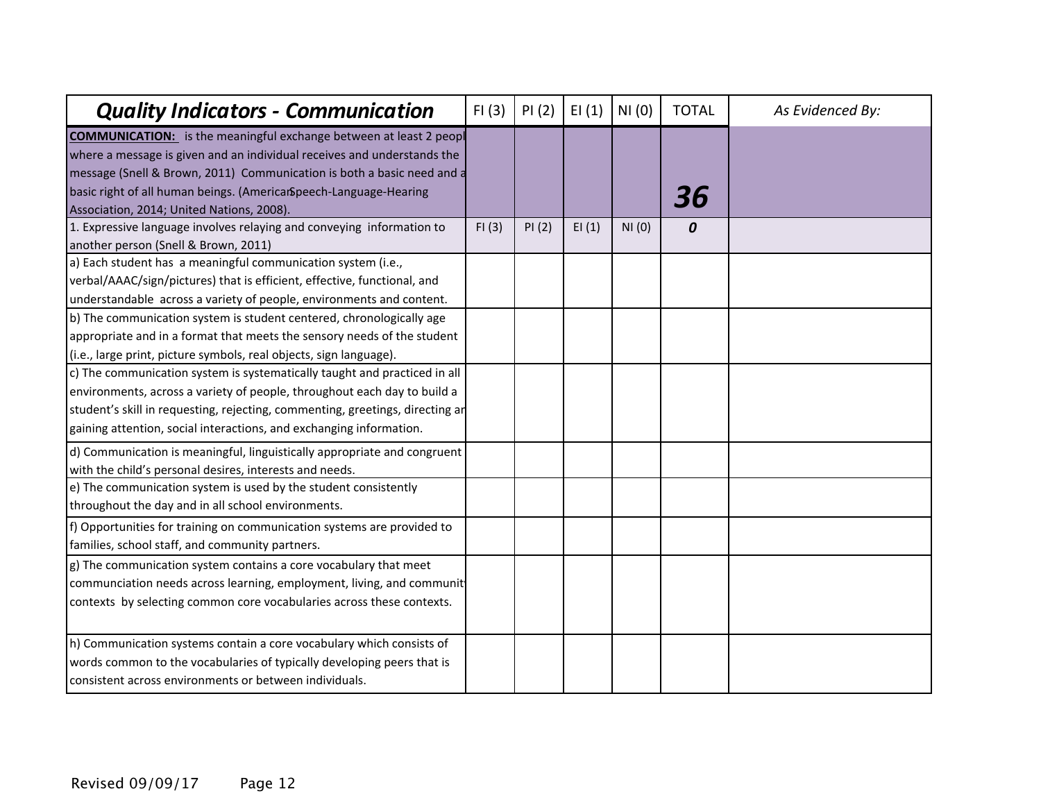| *Quality Indicators - Communication* | FI (3) | PI (2) | EI (1) | NI (0) | TOTAL | *As Evidenced By:* |
|---|---|---|---|---|---|---|
| **COMMUNICATION:** is the meaningful exchange between at least 2 peopl where a message is given and an individual receives and understands the message (Snell & Brown, 2011) Communication is both a basic need and a basic right of all human beings. (American Speech-Language-Hearing Association, 2014; United Nations, 2008). | | | | | ***36*** | |
| 1. Expressive language involves relaying and conveying information to another person (Snell & Brown, 2011) | FI (3) | PI (2) | EI (1) | NI (0) | ***0*** | |
| a) Each student has a meaningful communication system (i.e., verbal/AAAC/sign/pictures) that is efficient, effective, functional, and understandable across a variety of people, environments and content. | | | | | | |
| b) The communication system is student centered, chronologically age appropriate and in a format that meets the sensory needs of the student (i.e., large print, picture symbols, real objects, sign language). | | | | | | |
| c) The communication system is systematically taught and practiced in all environments, across a variety of people, throughout each day to build a student's skill in requesting, rejecting, commenting, greetings, directing ar gaining attention, social interactions, and exchanging information. | | | | | | |
| d) Communication is meaningful, linguistically appropriate and congruent with the child's personal desires, interests and needs. | | | | | | |
| e) The communication system is used by the student consistently throughout the day and in all school environments. | | | | | | |
| f) Opportunities for training on communication systems are provided to families, school staff, and community partners. | | | | | | |
| g) The communication system contains a core vocabulary that meet communciation needs across learning, employment, living, and communit contexts by selecting common core vocabularies across these contexts. | | | | | | |
| h) Communication systems contain a core vocabulary which consists of words common to the vocabularies of typically developing peers that is consistent across environments or between individuals. | | | | | | |

Revised 09/09/17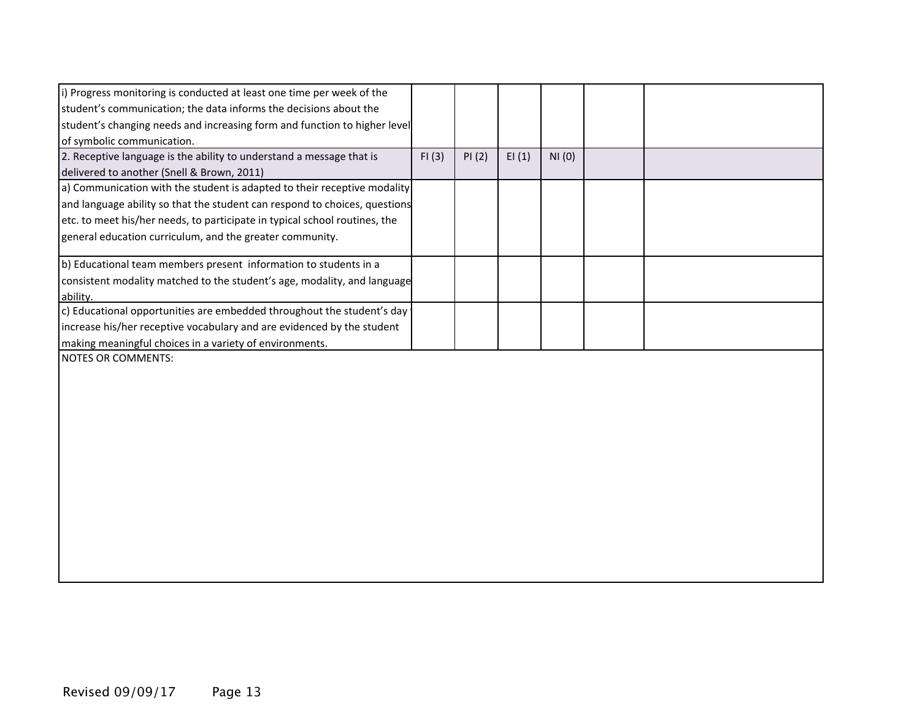| | | | | | | |
|---|---|---|---|---|---|---|
| i) Progress monitoring is conducted at least one time per week of the student's communication; the data informs the decisions about the student's changing needs and increasing form and function to higher level of symbolic communication. | | | | | | |
| 2. Receptive language is the ability to understand a message that is delivered to another (Snell & Brown, 2011) | FI (3) | PI (2) | EI (1) | NI (0) | | |
| a) Communication with the student is adapted to their receptive modality and language ability so that the student can respond to choices, questions etc. to meet his/her needs, to participate in typical school routines, the general education curriculum, and the greater community. | | | | | | |
| b) Educational team members present information to students in a consistent modality matched to the student's age, modality, and language ability. | | | | | | |
| c) Educational opportunities are embedded throughout the student's day increase his/her receptive vocabulary and are evidenced by the student making meaningful choices in a variety of environments. | | | | | | |

NOTES OR COMMENTS:

Revised 09/09/17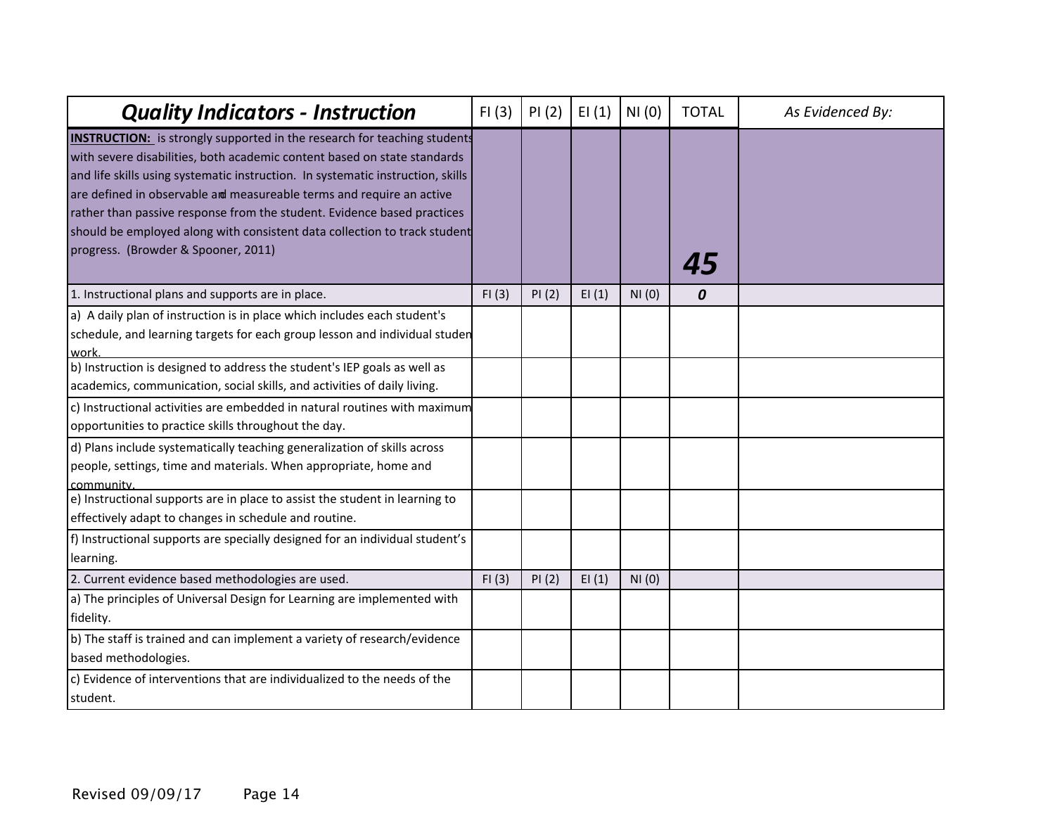| ***Quality Indicators - Instruction*** | FI (3) | PI (2) | EI (1) | NI (0) | TOTAL | *As Evidenced By:* |
|---|---|---|---|---|---|---|
| **INSTRUCTION:** is strongly supported in the research for teaching students with severe disabilities, both academic content based on state standards and life skills using systematic instruction. In systematic instruction, skills are defined in observable and measureable terms and require an active rather than passive response from the student. Evidence based practices should be employed along with consistent data collection to track student progress. (Browder & Spooner, 2011) | | | | | ***45*** | |
| 1. Instructional plans and supports are in place. | FI (3) | PI (2) | EI (1) | NI (0) | ***0*** | |
| a) A daily plan of instruction is in place which includes each student's schedule, and learning targets for each group lesson and individual student work. | | | | | | |
| b) Instruction is designed to address the student's IEP goals as well as academics, communication, social skills, and activities of daily living. | | | | | | |
| c) Instructional activities are embedded in natural routines with maximum opportunities to practice skills throughout the day. | | | | | | |
| d) Plans include systematically teaching generalization of skills across people, settings, time and materials. When appropriate, home and community. | | | | | | |
| e) Instructional supports are in place to assist the student in learning to effectively adapt to changes in schedule and routine. | | | | | | |
| f) Instructional supports are specially designed for an individual student's learning. | | | | | | |
| 2. Current evidence based methodologies are used. | FI (3) | PI (2) | EI (1) | NI (0) | | |
| a) The principles of Universal Design for Learning are implemented with fidelity. | | | | | | |
| b) The staff is trained and can implement a variety of research/evidence based methodologies. | | | | | | |
| c) Evidence of interventions that are individualized to the needs of the student. | | | | | | |

Revised 09/09/17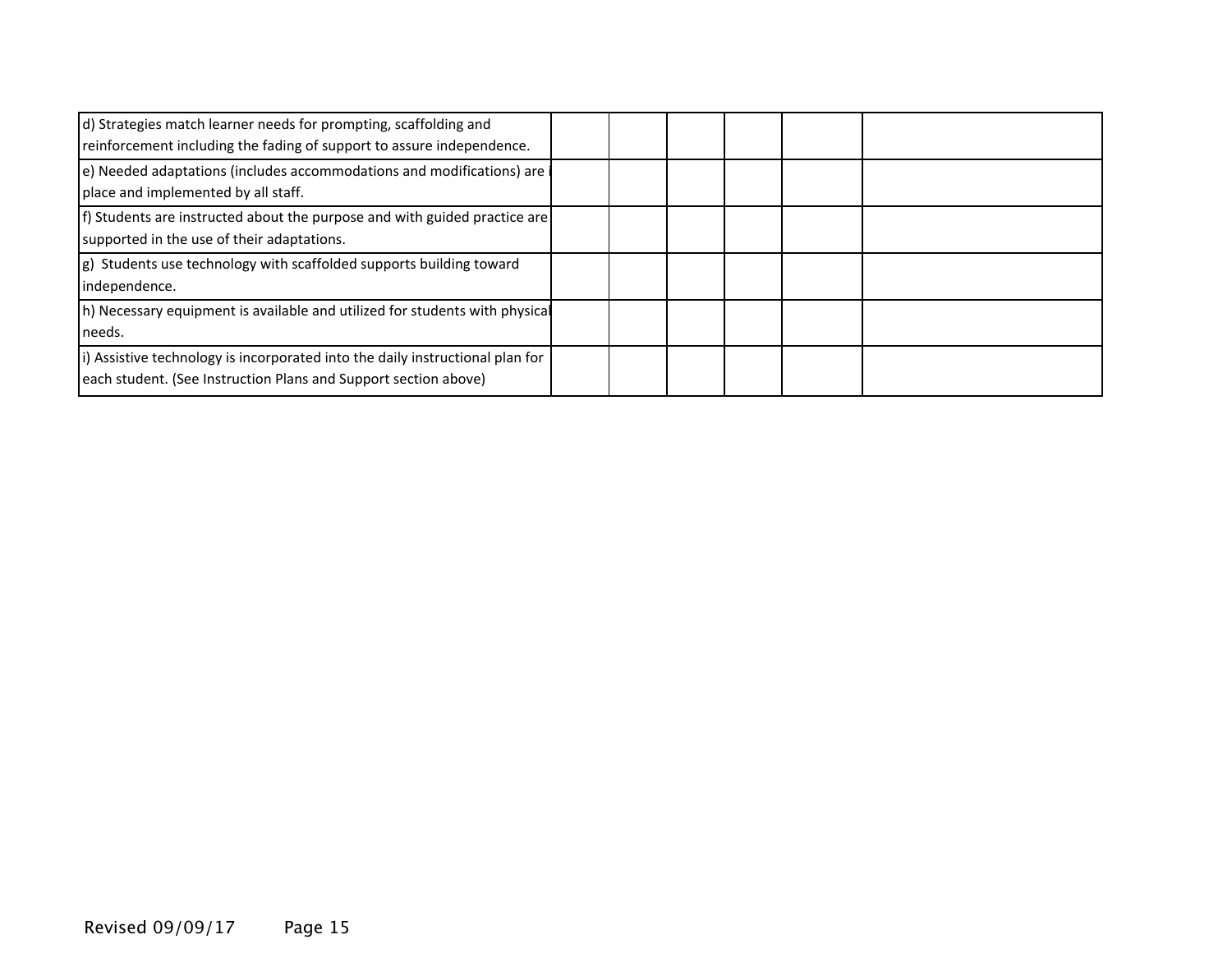| | | | | | | |
|---|---|---|---|---|---|---|
| d) Strategies match learner needs for prompting, scaffolding and reinforcement including the fading of support to assure independence. | | | | | | |
| e) Needed adaptations (includes accommodations and modifications) are in place and implemented by all staff. | | | | | | |
| f) Students are instructed about the purpose and with guided practice are supported in the use of their adaptations. | | | | | | |
| g) Students use technology with scaffolded supports building toward independence. | | | | | | |
| h) Necessary equipment is available and utilized for students with physical needs. | | | | | | |
| i) Assistive technology is incorporated into the daily instructional plan for each student. (See Instruction Plans and Support section above) | | | | | | |

Revised 09/09/17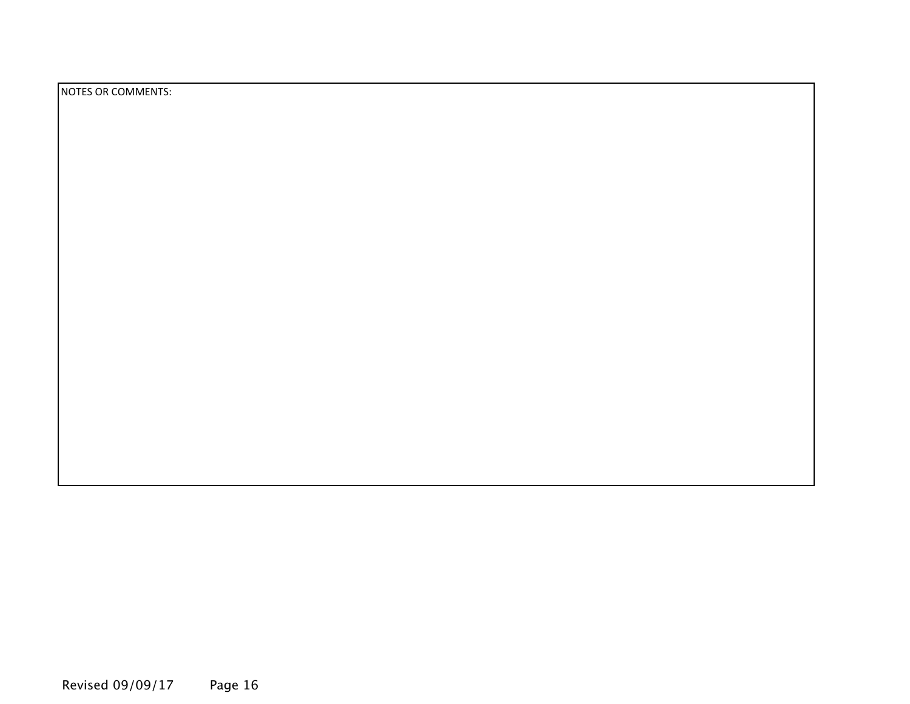NOTES OR COMMENTS:

Revised 09/09/17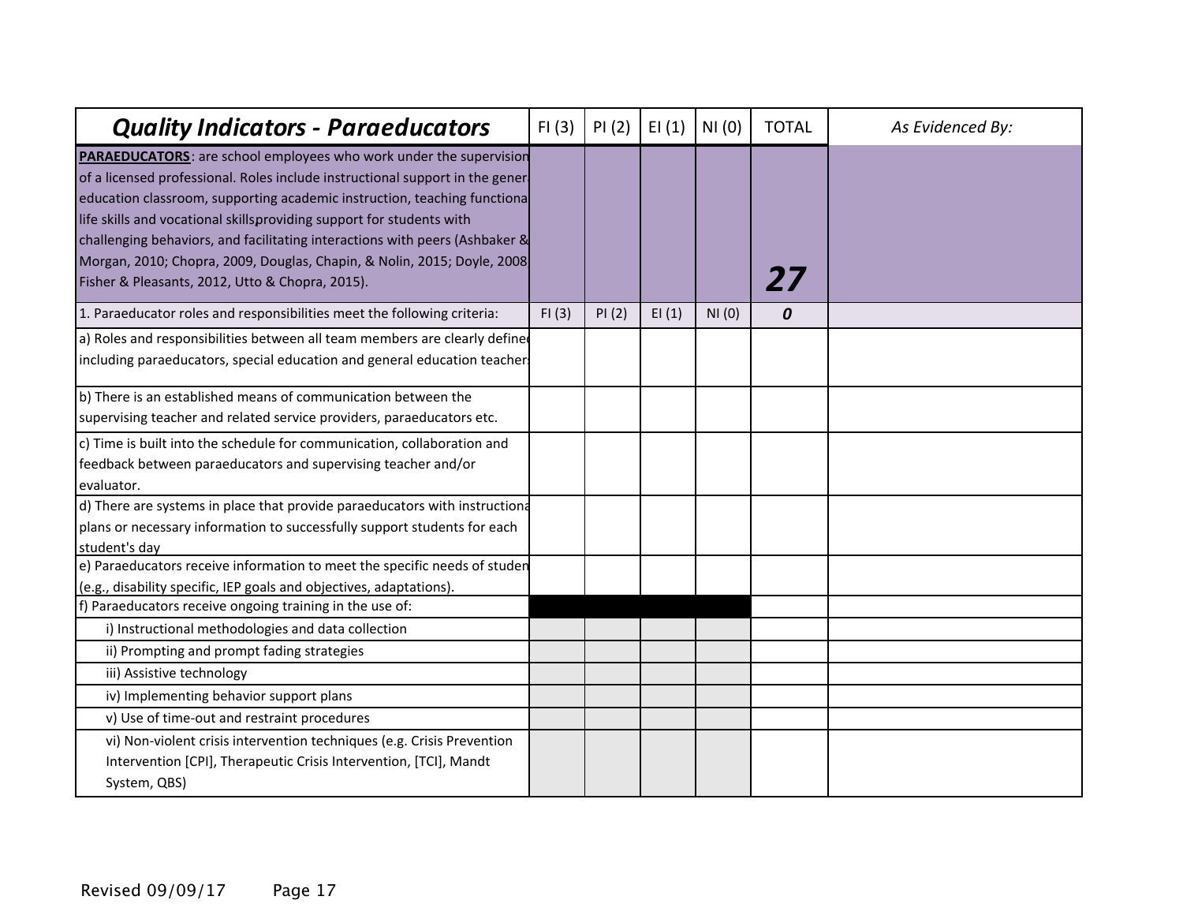| ***Quality Indicators - Paraeducators*** | FI (3) | PI (2) | EI (1) | NI (0) | TOTAL | *As Evidenced By:* |
|---|---|---|---|---|---|---|
| **PARAEDUCATORS**: are school employees who work under the supervision of a licensed professional. Roles include instructional support in the general education classroom, supporting academic instruction, teaching functional life skills and vocational skills, providing support for students with challenging behaviors, and facilitating interactions with peers (Ashbaker & Morgan, 2010; Chopra, 2009, Douglas, Chapin, & Nolin, 2015; Doyle, 2008; Fisher & Pleasants, 2012, Utto & Chopra, 2015). | | | | | ***27*** | |
| 1. Paraeducator roles and responsibilities meet the following criteria: | FI (3) | PI (2) | EI (1) | NI (0) | ***0*** | |
| a) Roles and responsibilities between all team members are clearly defined including paraeducators, special education and general education teachers | | | | | | |
| b) There is an established means of communication between the supervising teacher and related service providers, paraeducators etc. | | | | | | |
| c) Time is built into the schedule for communication, collaboration and feedback between paraeducators and supervising teacher and/or evaluator. | | | | | | |
| d) There are systems in place that provide paraeducators with instructional plans or necessary information to successfully support students for each student's day | | | | | | |
| e) Paraeducators receive information to meet the specific needs of students (e.g., disability specific, IEP goals and objectives, adaptations). | | | | | | |
| f) Paraeducators receive ongoing training in the use of: | | | | | | |
| i) Instructional methodologies and data collection | | | | | | |
| ii) Prompting and prompt fading strategies | | | | | | |
| iii) Assistive technology | | | | | | |
| iv) Implementing behavior support plans | | | | | | |
| v) Use of time-out and restraint procedures | | | | | | |
| vi) Non-violent crisis intervention techniques (e.g. Crisis Prevention Intervention [CPI], Therapeutic Crisis Intervention, [TCI], Mandt System, QBS) | | | | | | |

Revised 09/09/17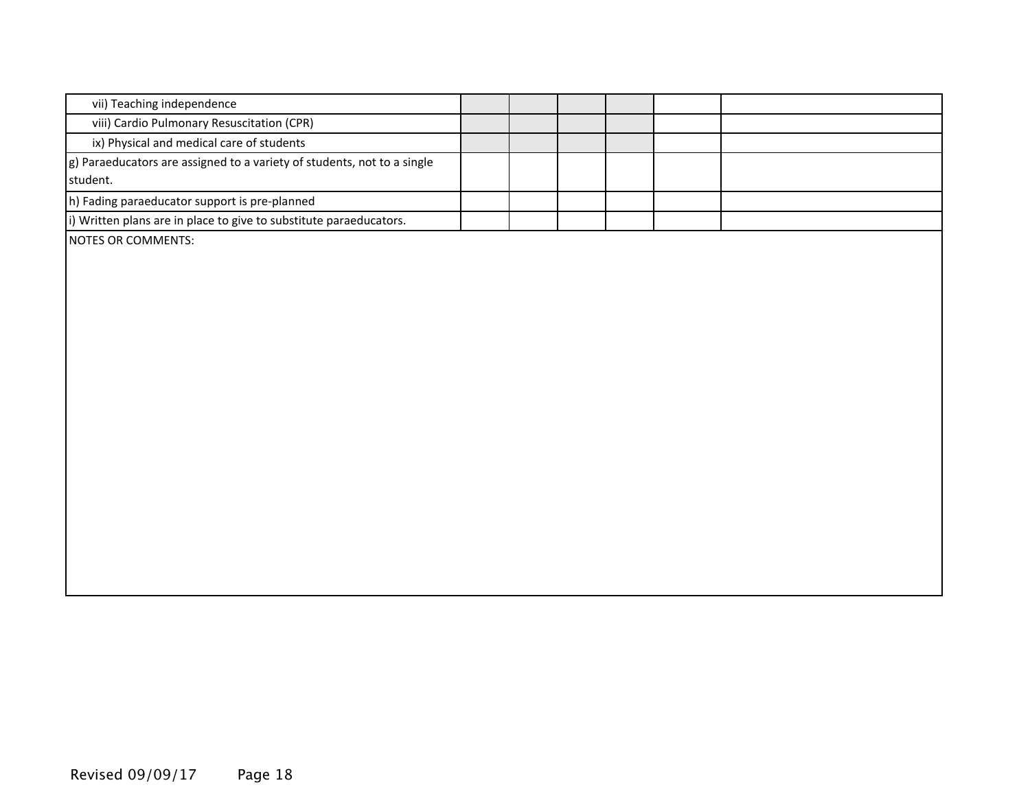| | | | | | | |
|---|---|---|---|---|---|---|
| vii) Teaching independence | | | | | | |
| viii) Cardio Pulmonary Resuscitation (CPR) | | | | | | |
| ix) Physical and medical care of students | | | | | | |
| g) Paraeducators are assigned to a variety of students, not to a single student. | | | | | | |
| h) Fading paraeducator support is pre-planned | | | | | | |
| i) Written plans are in place to give to substitute paraeducators. | | | | | | |

NOTES OR COMMENTS:

Revised 09/09/17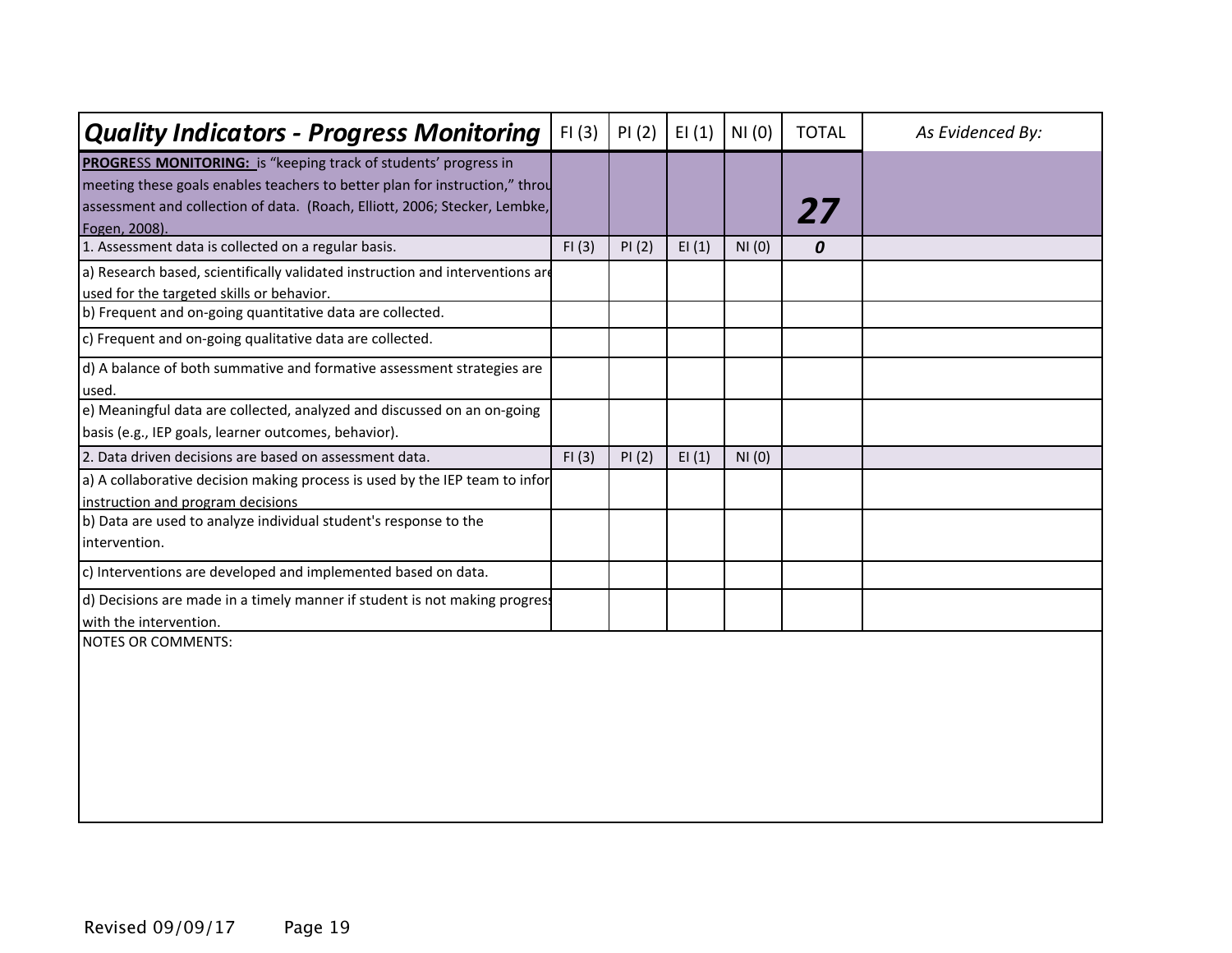| ***Quality Indicators - Progress Monitoring*** | FI (3) | PI (2) | EI (1) | NI (0) | TOTAL | *As Evidenced By:* |
|---|---|---|---|---|---|---|
| **PROGRES**S **MONITORING:** is "keeping track of students' progress in meeting these goals enables teachers to better plan for instruction," throu assessment and collection of data. (Roach, Elliott, 2006; Stecker, Lembke, Fogen, 2008). | | | | | ***27*** | |
| 1. Assessment data is collected on a regular basis. | FI (3) | PI (2) | EI (1) | NI (0) | ***0*** | |
| a) Research based, scientifically validated instruction and interventions are used for the targeted skills or behavior. | | | | | | |
| b) Frequent and on-going quantitative data are collected. | | | | | | |
| c) Frequent and on-going qualitative data are collected. | | | | | | |
| d) A balance of both summative and formative assessment strategies are used. | | | | | | |
| e) Meaningful data are collected, analyzed and discussed on an on-going basis (e.g., IEP goals, learner outcomes, behavior). | | | | | | |
| 2. Data driven decisions are based on assessment data. | FI (3) | PI (2) | EI (1) | NI (0) | | |
| a) A collaborative decision making process is used by the IEP team to infor instruction and program decisions | | | | | | |
| b) Data are used to analyze individual student's response to the intervention. | | | | | | |
| c) Interventions are developed and implemented based on data. | | | | | | |
| d) Decisions are made in a timely manner if student is not making progress with the intervention. | | | | | | |

NOTES OR COMMENTS:

Revised 09/09/17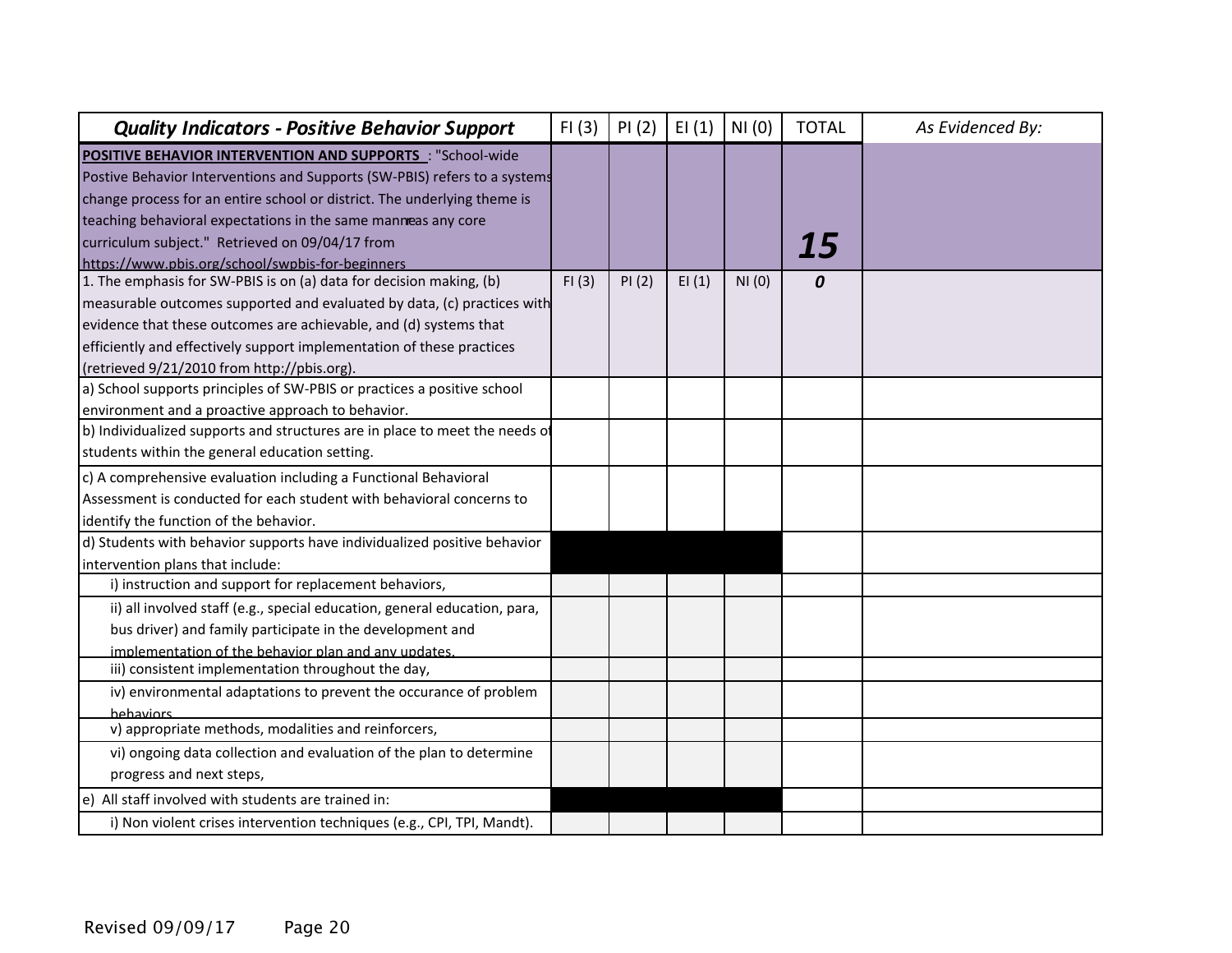| *Quality Indicators - Positive Behavior Support* | FI (3) | PI (2) | EI (1) | NI (0) | TOTAL | *As Evidenced By:* |
|---|---|---|---|---|---|---|
| **POSITIVE BEHAVIOR INTERVENTION AND SUPPORTS** : "School-wide Postive Behavior Interventions and Supports (SW-PBIS) refers to a systems change process for an entire school or district. The underlying theme is teaching behavioral expectations in the same manner as any core curriculum subject." Retrieved on 09/04/17 from https://www.pbis.org/school/swpbis-for-beginners | | | | | ***15*** | |
| 1. The emphasis for SW-PBIS is on (a) data for decision making, (b) measurable outcomes supported and evaluated by data, (c) practices with evidence that these outcomes are achievable, and (d) systems that efficiently and effectively support implementation of these practices (retrieved 9/21/2010 from http://pbis.org). | FI (3) | PI (2) | EI (1) | NI (0) | ***0*** | |
| a) School supports principles of SW-PBIS or practices a positive school environment and a proactive approach to behavior. | | | | | | |
| b) Individualized supports and structures are in place to meet the needs of students within the general education setting. | | | | | | |
| c) A comprehensive evaluation including a Functional Behavioral Assessment is conducted for each student with behavioral concerns to identify the function of the behavior. | | | | | | |
| d) Students with behavior supports have individualized positive behavior intervention plans that include: | | | | | | |
| i) instruction and support for replacement behaviors, | | | | | | |
| ii) all involved staff (e.g., special education, general education, para, bus driver) and family participate in the development and implementation of the behavior plan and any updates. | | | | | | |
| iii) consistent implementation throughout the day, | | | | | | |
| iv) environmental adaptations to prevent the occurance of problem behaviors, | | | | | | |
| v) appropriate methods, modalities and reinforcers, | | | | | | |
| vi) ongoing data collection and evaluation of the plan to determine progress and next steps, | | | | | | |
| e) All staff involved with students are trained in: | | | | | | |
| i) Non violent crises intervention techniques (e.g., CPI, TPI, Mandt). | | | | | | |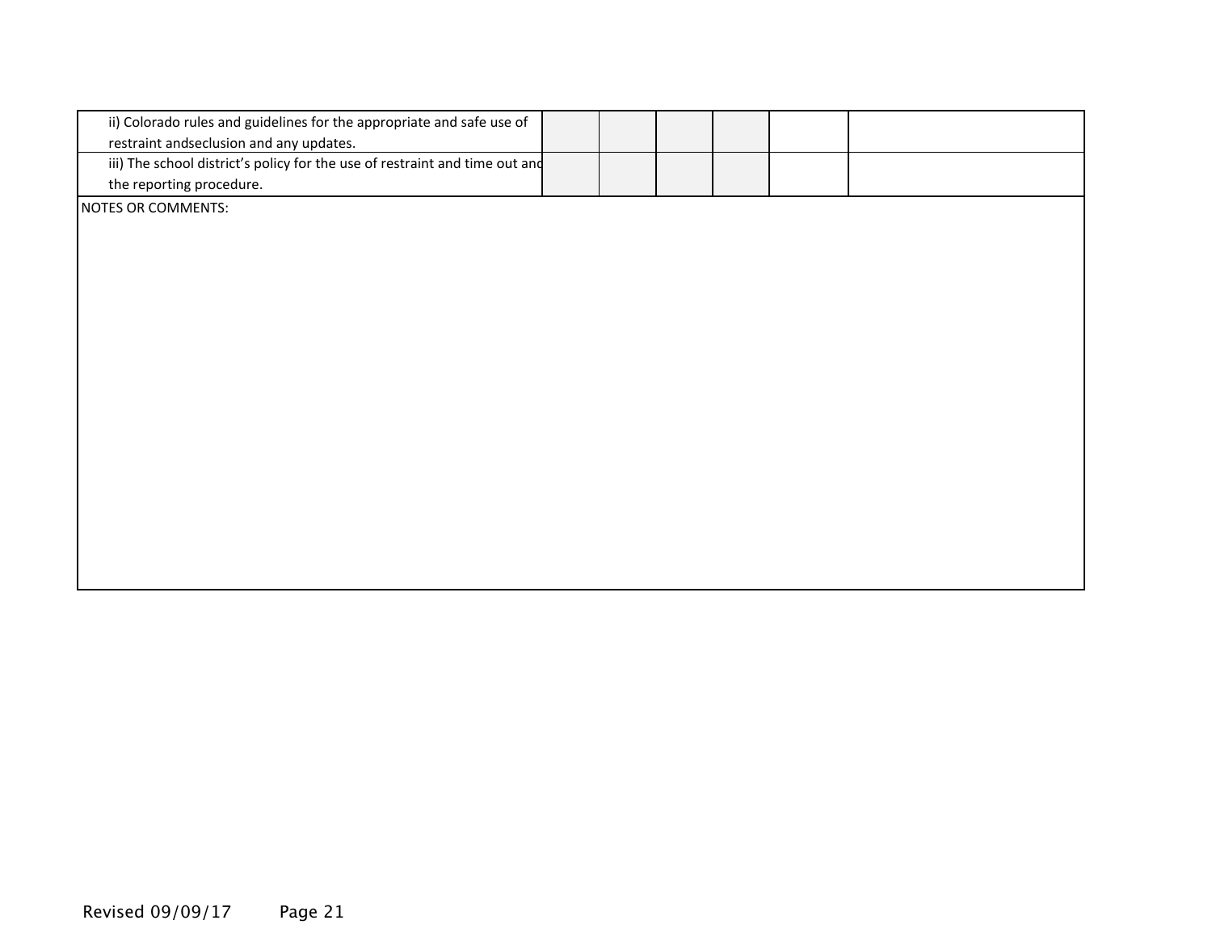| | | | | | | |
|---|---|---|---|---|---|---|
| ii) Colorado rules and guidelines for the appropriate and safe use of restraint andseclusion and any updates. | | | | | | |
| iii) The school district's policy for the use of restraint and time out and the reporting procedure. | | | | | | |

NOTES OR COMMENTS: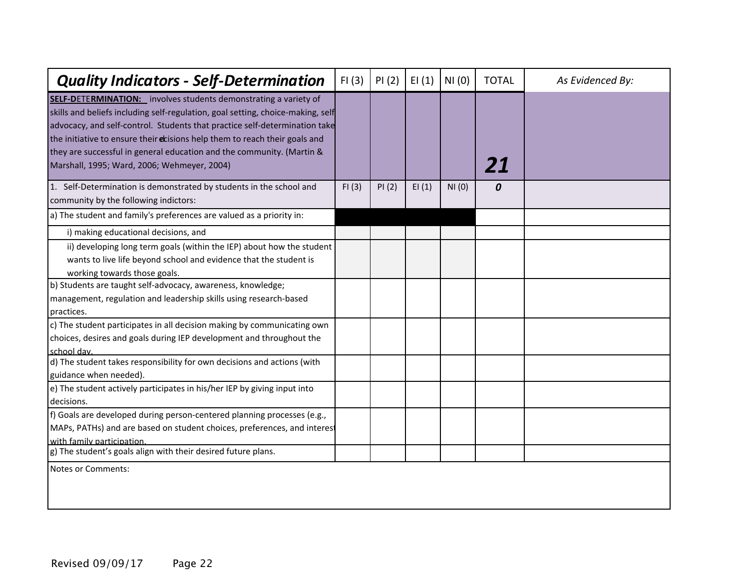| *Quality Indicators - Self-Determination* | FI (3) | PI (2) | EI (1) | NI (0) | TOTAL | *As Evidenced By:* |
|---|---|---|---|---|---|---|
| **SELF-DETERMINATION:** involves students demonstrating a variety of skills and beliefs including self-regulation, goal setting, choice-making, self advocacy, and self-control. Students that practice self-determination take the initiative to ensure their decisions help them to reach their goals and they are successful in general education and the community. (Martin & Marshall, 1995; Ward, 2006; Wehmeyer, 2004) | | | | | ***21*** | |
| 1. Self-Determination is demonstrated by students in the school and community by the following indictors: | FI (3) | PI (2) | EI (1) | NI (0) | ***0*** | |
| a) The student and family's preferences are valued as a priority in: | | | | | | |
| i) making educational decisions, and | | | | | | |
| ii) developing long term goals (within the IEP) about how the student wants to live life beyond school and evidence that the student is working towards those goals. | | | | | | |
| b) Students are taught self-advocacy, awareness, knowledge; management, regulation and leadership skills using research-based practices. | | | | | | |
| c) The student participates in all decision making by communicating own choices, desires and goals during IEP development and throughout the school day. | | | | | | |
| d) The student takes responsibility for own decisions and actions (with guidance when needed). | | | | | | |
| e) The student actively participates in his/her IEP by giving input into decisions. | | | | | | |
| f) Goals are developed during person-centered planning processes (e.g., MAPs, PATHs) and are based on student choices, preferences, and interest with family participation. | | | | | | |
| g) The student's goals align with their desired future plans. | | | | | | |

Notes or Comments:

Revised 09/09/17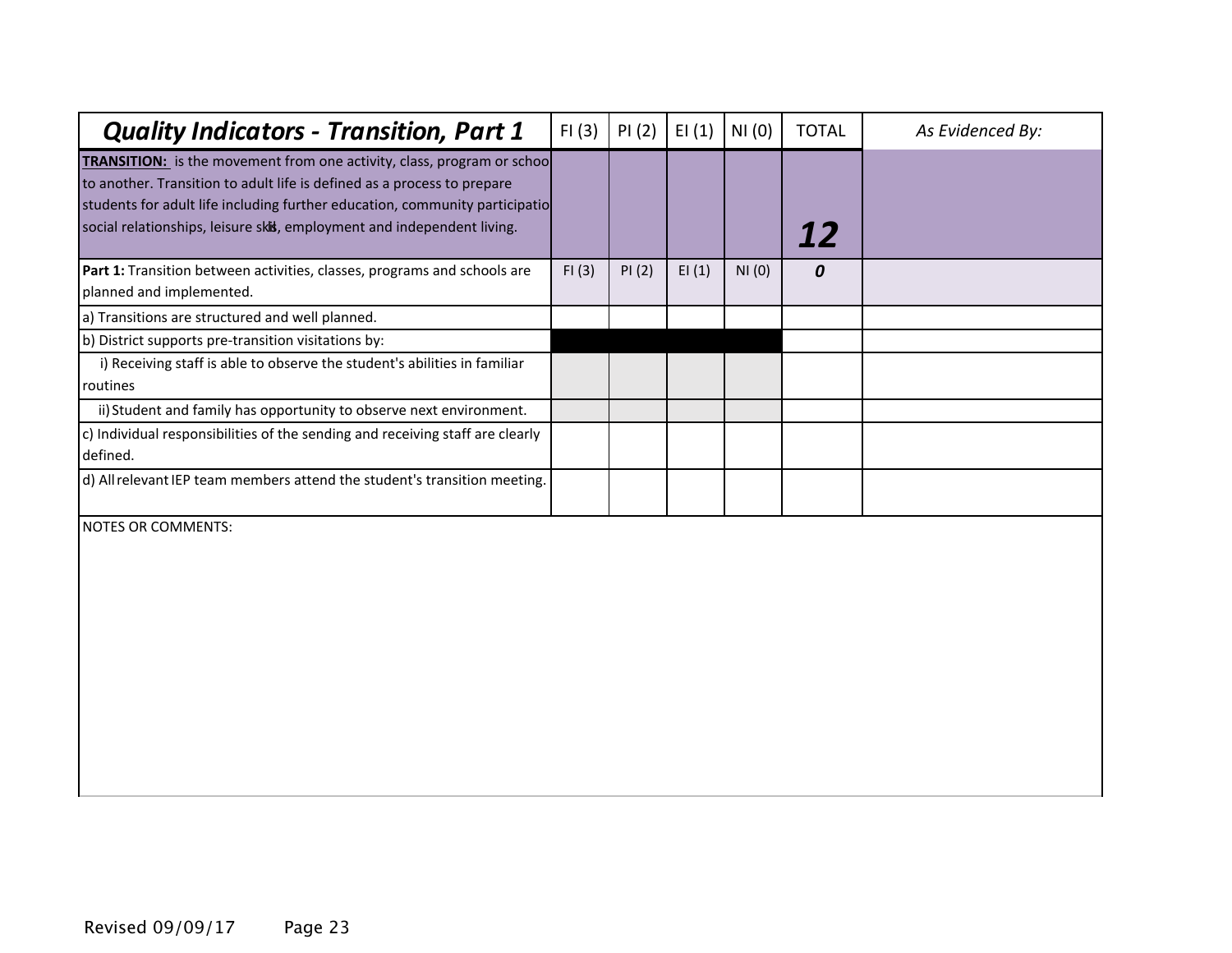| Quality Indicators - Transition, Part 1 | FI (3) | PI (2) | EI (1) | NI (0) | TOTAL | As Evidenced By: |
|---|---|---|---|---|---|---|
| **TRANSITION:** is the movement from one activity, class, program or schoo to another. Transition to adult life is defined as a process to prepare students for adult life including further education, community participatio social relationships, leisure skills, employment and independent living. | | | | | ***12*** | |
| **Part 1:** Transition between activities, classes, programs and schools are planned and implemented. | FI (3) | PI (2) | EI (1) | NI (0) | ***0*** | |
| a) Transitions are structured and well planned. | | | | | | |
| b) District supports pre-transition visitations by: | | | | | | |
| i) Receiving staff is able to observe the student's abilities in familiar routines | | | | | | |
| ii) Student and family has opportunity to observe next environment. | | | | | | |
| c) Individual responsibilities of the sending and receiving staff are clearly defined. | | | | | | |
| d) All relevant IEP team members attend the student's transition meeting. | | | | | | |

NOTES OR COMMENTS:

Revised 09/09/17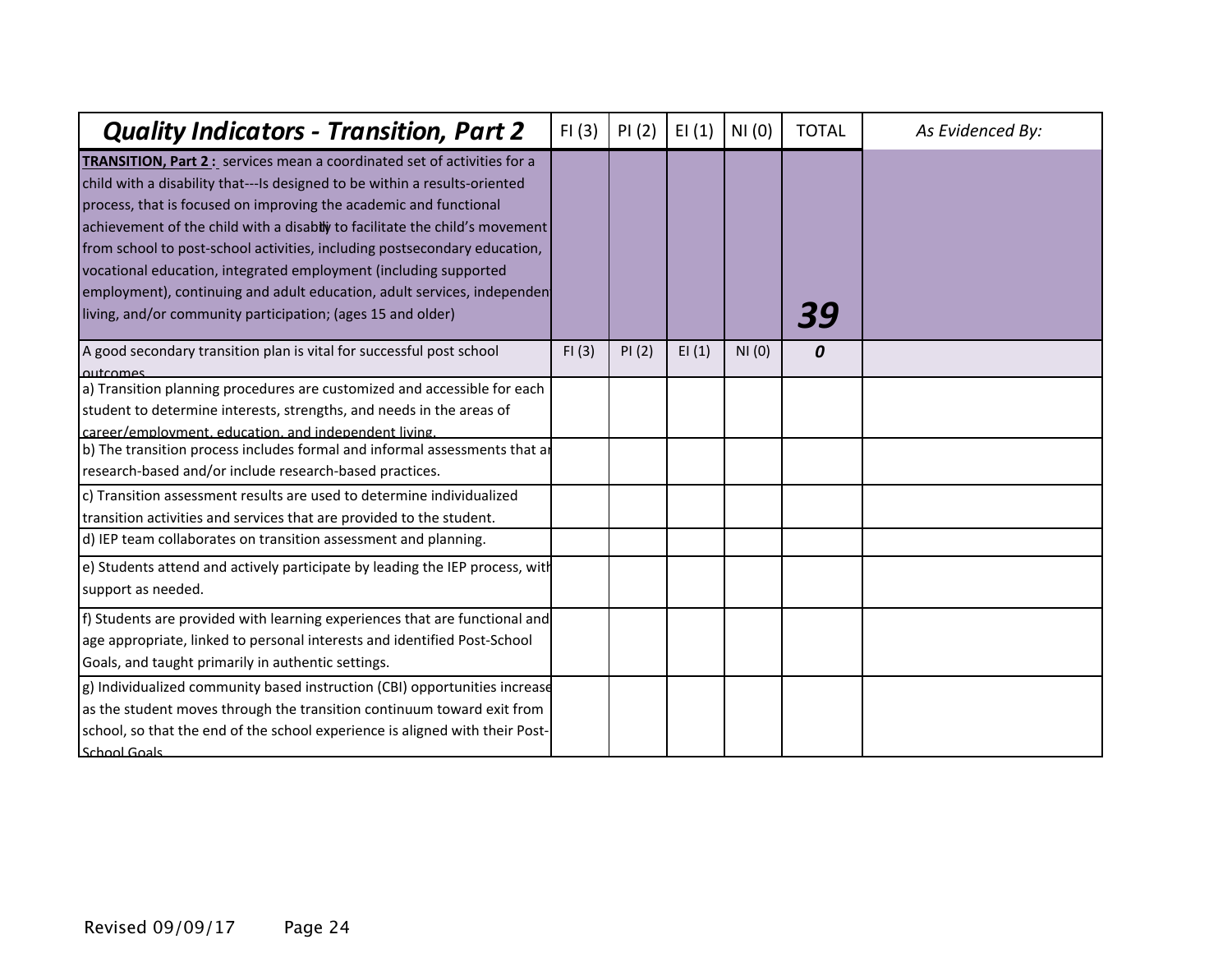| *Quality Indicators - Transition, Part 2* | FI (3) | PI (2) | EI (1) | NI (0) | TOTAL | *As Evidenced By:* |
|---|---|---|---|---|---|---|
| **TRANSITION, Part 2 :** services mean a coordinated set of activities for a child with a disability that---Is designed to be within a results-oriented process, that is focused on improving the academic and functional achievement of the child with a disability to facilitate the child's movement from school to post-school activities, including postsecondary education, vocational education, integrated employment (including supported employment), continuing and adult education, adult services, independent living, and/or community participation; (ages 15 and older) | | | | | ***39*** | |
| A good secondary transition plan is vital for successful post school outcomes | FI (3) | PI (2) | EI (1) | NI (0) | ***0*** | |
| a) Transition planning procedures are customized and accessible for each student to determine interests, strengths, and needs in the areas of career/employment, education, and independent living. | | | | | | |
| b) The transition process includes formal and informal assessments that are research-based and/or include research-based practices. | | | | | | |
| c) Transition assessment results are used to determine individualized transition activities and services that are provided to the student. | | | | | | |
| d) IEP team collaborates on transition assessment and planning. | | | | | | |
| e) Students attend and actively participate by leading the IEP process, with support as needed. | | | | | | |
| f) Students are provided with learning experiences that are functional and age appropriate, linked to personal interests and identified Post-School Goals, and taught primarily in authentic settings. | | | | | | |
| g) Individualized community based instruction (CBI) opportunities increase as the student moves through the transition continuum toward exit from school, so that the end of the school experience is aligned with their Post-School Goals | | | | | | |

Revised 09/09/17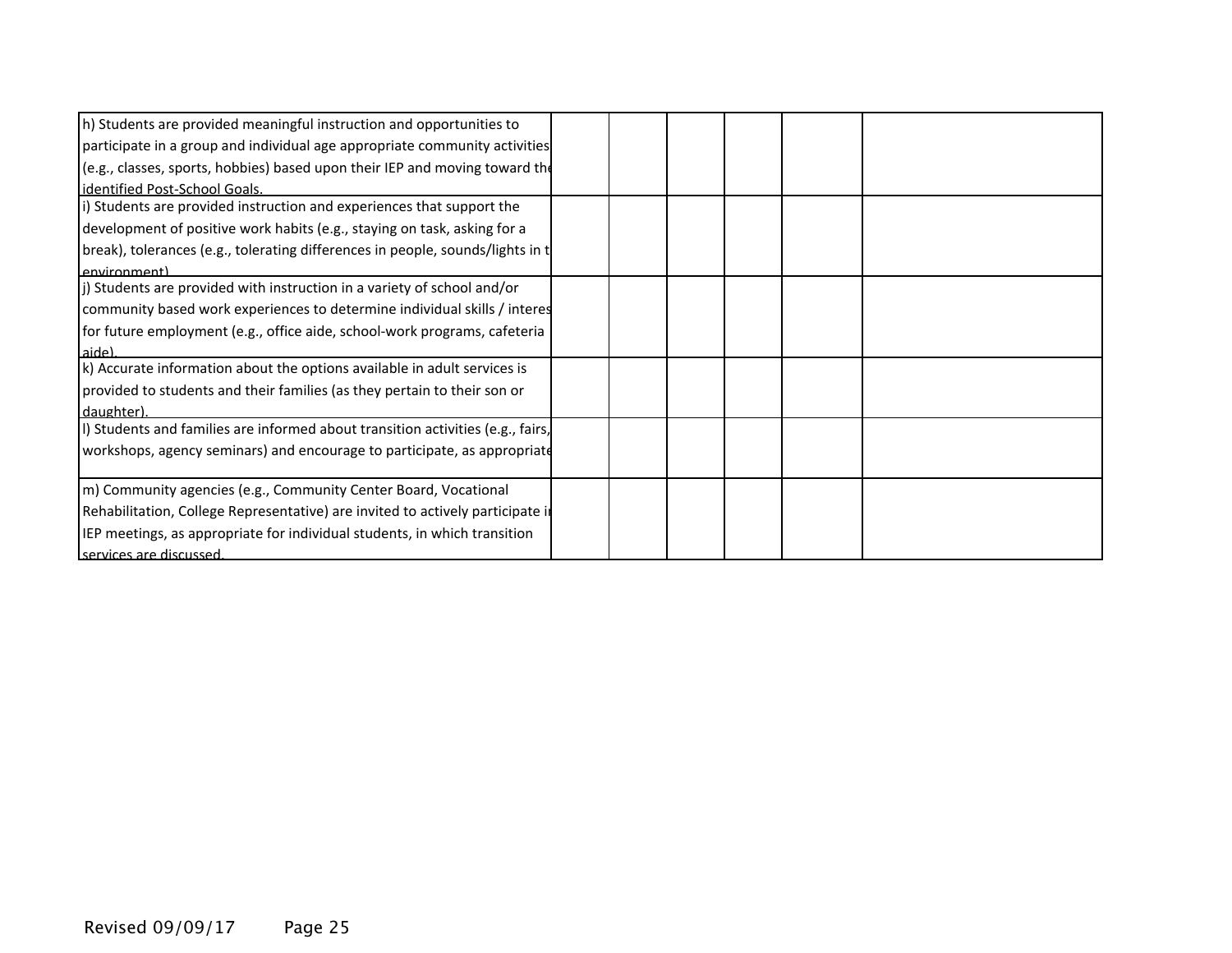| | | | | | |
|---|---|---|---|---|---|
| h) Students are provided meaningful instruction and opportunities to participate in a group and individual age appropriate community activities (e.g., classes, sports, hobbies) based upon their IEP and moving toward the identified Post-School Goals. | | | | | |
| i) Students are provided instruction and experiences that support the development of positive work habits (e.g., staying on task, asking for a break), tolerances (e.g., tolerating differences in people, sounds/lights in the environment). | | | | | |
| j) Students are provided with instruction in a variety of school and/or community based work experiences to determine individual skills / interests for future employment (e.g., office aide, school-work programs, cafeteria aide). | | | | | |
| k) Accurate information about the options available in adult services is provided to students and their families (as they pertain to their son or daughter). | | | | | |
| l) Students and families are informed about transition activities (e.g., fairs, workshops, agency seminars) and encourage to participate, as appropriate | | | | | |
| m) Community agencies (e.g., Community Center Board, Vocational Rehabilitation, College Representative) are invited to actively participate in IEP meetings, as appropriate for individual students, in which transition services are discussed. | | | | | |

Revised 09/09/17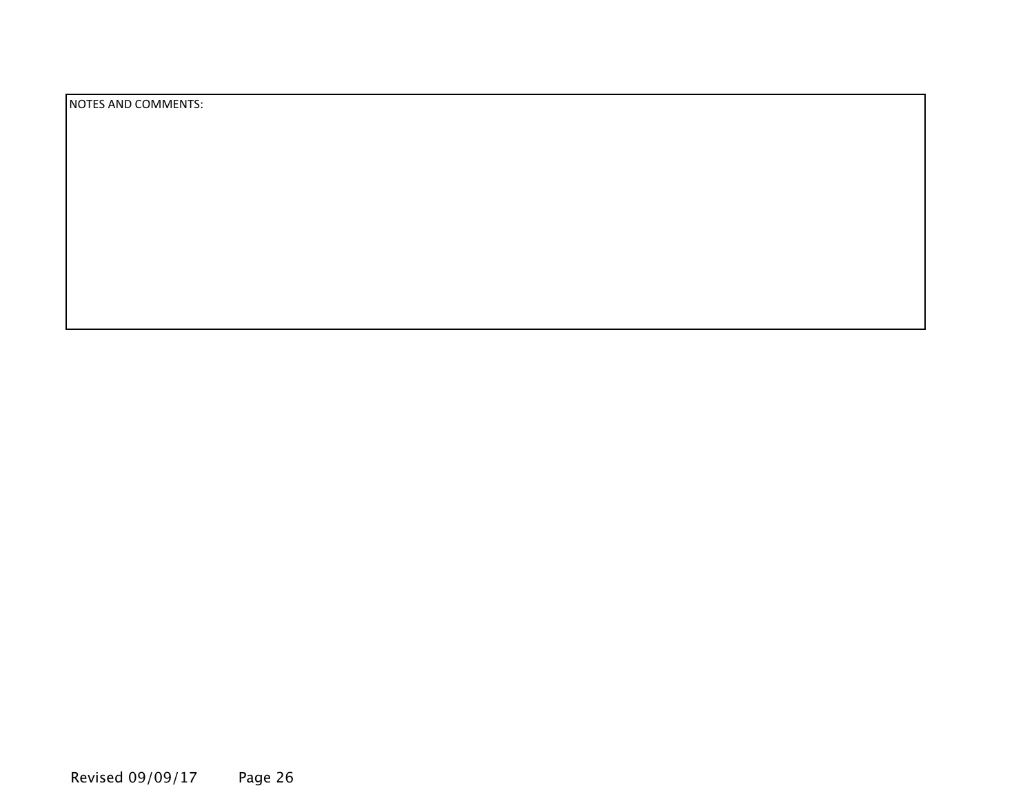NOTES AND COMMENTS: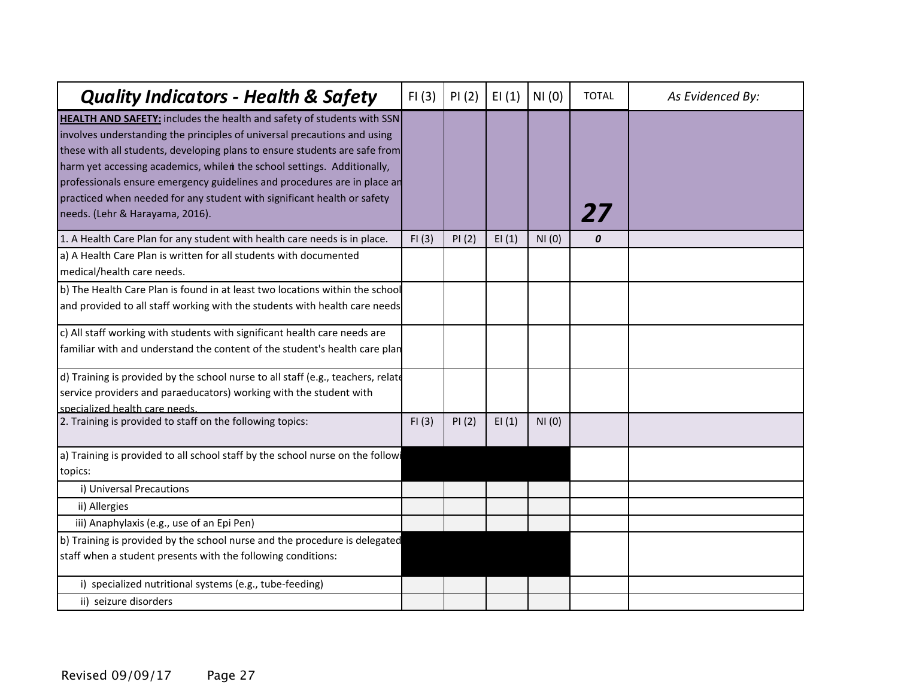| ***Quality Indicators - Health & Safety*** | FI (3) | PI (2) | EI (1) | NI (0) | TOTAL | *As Evidenced By:* |
|---|---|---|---|---|---|---|
| **HEALTH AND SAFETY:** includes the health and safety of students with SSN involves understanding the principles of universal precautions and using these with all students, developing plans to ensure students are safe from harm yet accessing academics, whilen the school settings. Additionally, professionals ensure emergency guidelines and procedures are in place an practiced when needed for any student with significant health or safety needs. (Lehr & Harayama, 2016). | | | | | ***27*** | |
| 1. A Health Care Plan for any student with health care needs is in place. | FI (3) | PI (2) | EI (1) | NI (0) | ***0*** | |
| a) A Health Care Plan is written for all students with documented medical/health care needs. | | | | | | |
| b) The Health Care Plan is found in at least two locations within the school and provided to all staff working with the students with health care needs | | | | | | |
| c) All staff working with students with significant health care needs are familiar with and understand the content of the student's health care plan | | | | | | |
| d) Training is provided by the school nurse to all staff (e.g., teachers, relate service providers and paraeducators) working with the student with specialized health care needs. | | | | | | |
| 2. Training is provided to staff on the following topics: | FI (3) | PI (2) | EI (1) | NI (0) | | |
| a) Training is provided to all school staff by the school nurse on the followi topics: | | | | | | |
| i) Universal Precautions | | | | | | |
| ii) Allergies | | | | | | |
| iii) Anaphylaxis (e.g., use of an Epi Pen) | | | | | | |
| b) Training is provided by the school nurse and the procedure is delegated staff when a student presents with the following conditions: | | | | | | |
| i) specialized nutritional systems (e.g., tube-feeding) | | | | | | |
| ii) seizure disorders | | | | | | |

Revised 09/09/17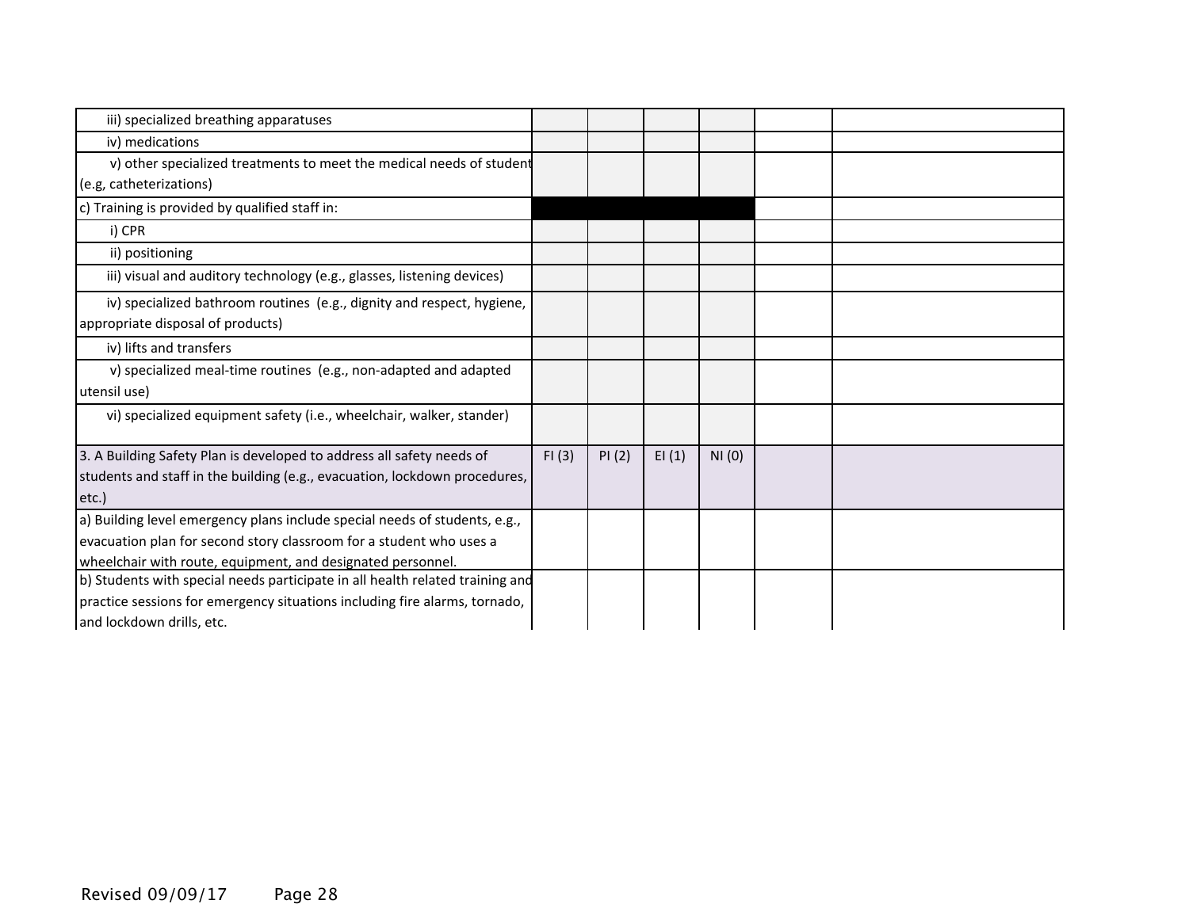| | | | | | | |
|---|---|---|---|---|---|---|
| iii) specialized breathing apparatuses | | | | | | |
| iv) medications | | | | | | |
| v) other specialized treatments to meet the medical needs of student (e.g, catheterizations) | | | | | | |
| c) Training is provided by qualified staff in: | | | | | | |
| i) CPR | | | | | | |
| ii) positioning | | | | | | |
| iii) visual and auditory technology (e.g., glasses, listening devices) | | | | | | |
| iv) specialized bathroom routines (e.g., dignity and respect, hygiene, appropriate disposal of products) | | | | | | |
| iv) lifts and transfers | | | | | | |
| v) specialized meal-time routines (e.g., non-adapted and adapted utensil use) | | | | | | |
| vi) specialized equipment safety (i.e., wheelchair, walker, stander) | | | | | | |
| 3. A Building Safety Plan is developed to address all safety needs of students and staff in the building (e.g., evacuation, lockdown procedures, etc.) | FI (3) | PI (2) | EI (1) | NI (0) | | |
| a) Building level emergency plans include special needs of students, e.g., evacuation plan for second story classroom for a student who uses a wheelchair with route, equipment, and designated personnel. | | | | | | |
| b) Students with special needs participate in all health related training and practice sessions for emergency situations including fire alarms, tornado, and lockdown drills, etc. | | | | | | |

Revised 09/09/17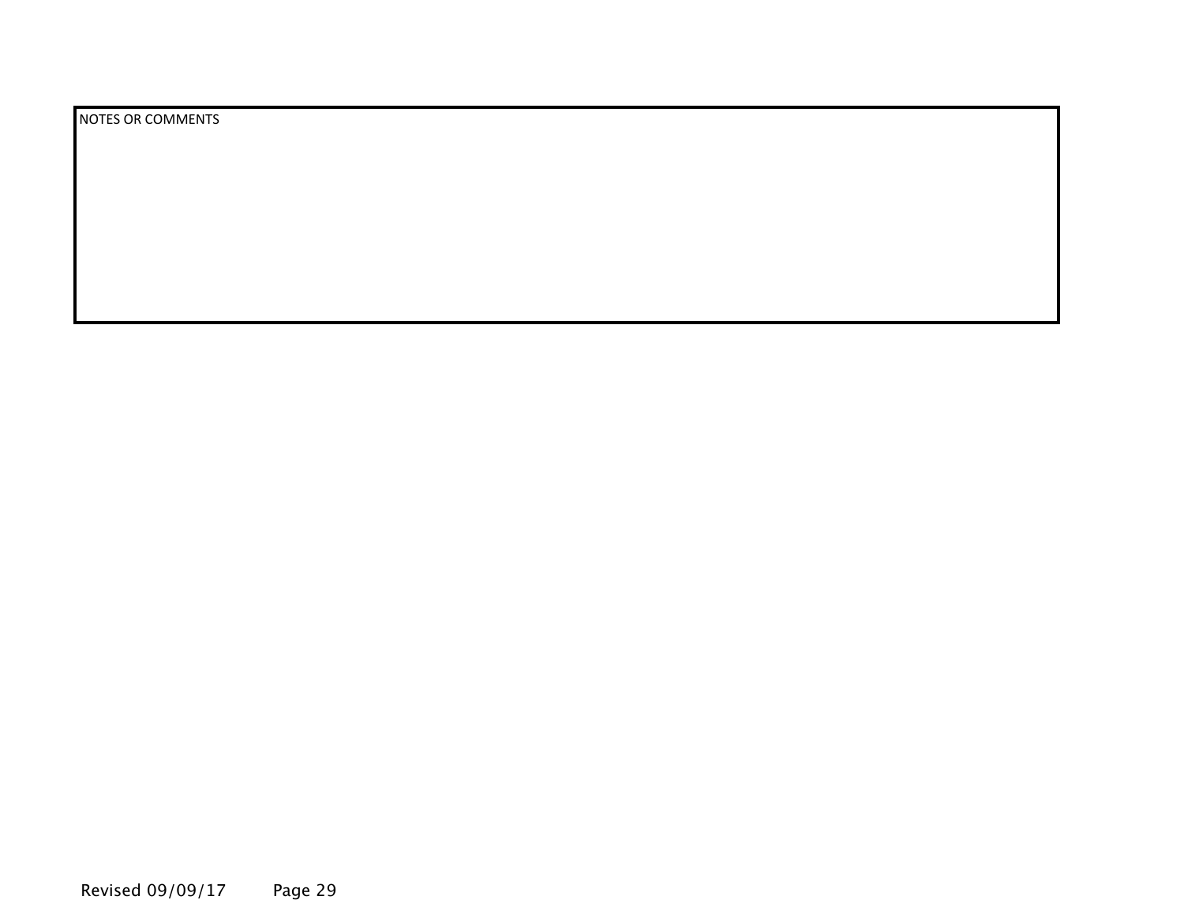NOTES OR COMMENTS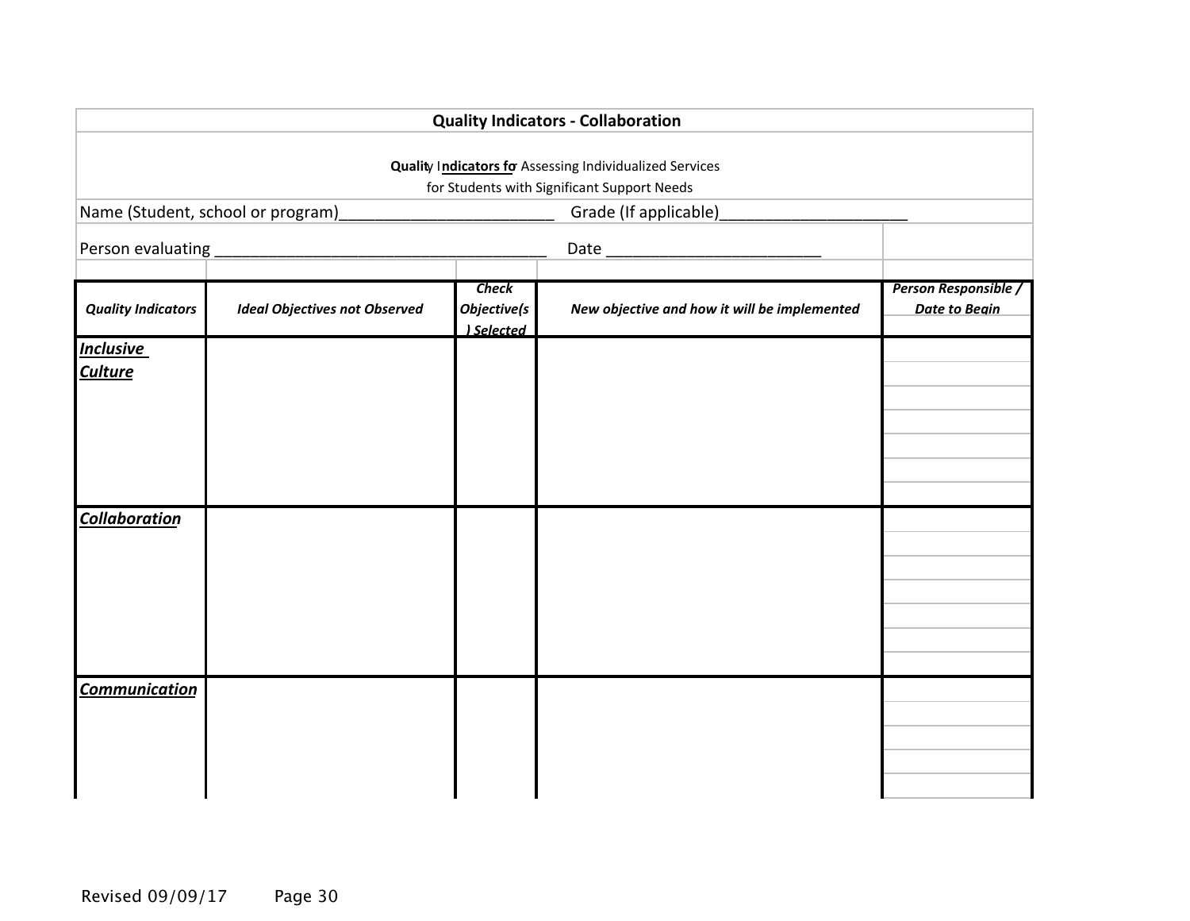**Quality Indicators - Collaboration**

**Quality Indicators for** Assessing Individualized Services
for Students with Significant Support Needs

Name (Student, school or program)________________________ Grade (If applicable)____________________

Person evaluating ____________________________________ Date ________________________

| *Quality Indicators* | *Ideal Objectives not Observed* | *Check Objective(s) Selected* | *New objective and how it will be implemented* | *Person Responsible / Date to Begin* |
|---|---|---|---|---|
| ***Inclusive Culture*** | | | | |
| ***Collaboration*** | | | | |
| ***Communication*** | | | | |

Revised 09/09/17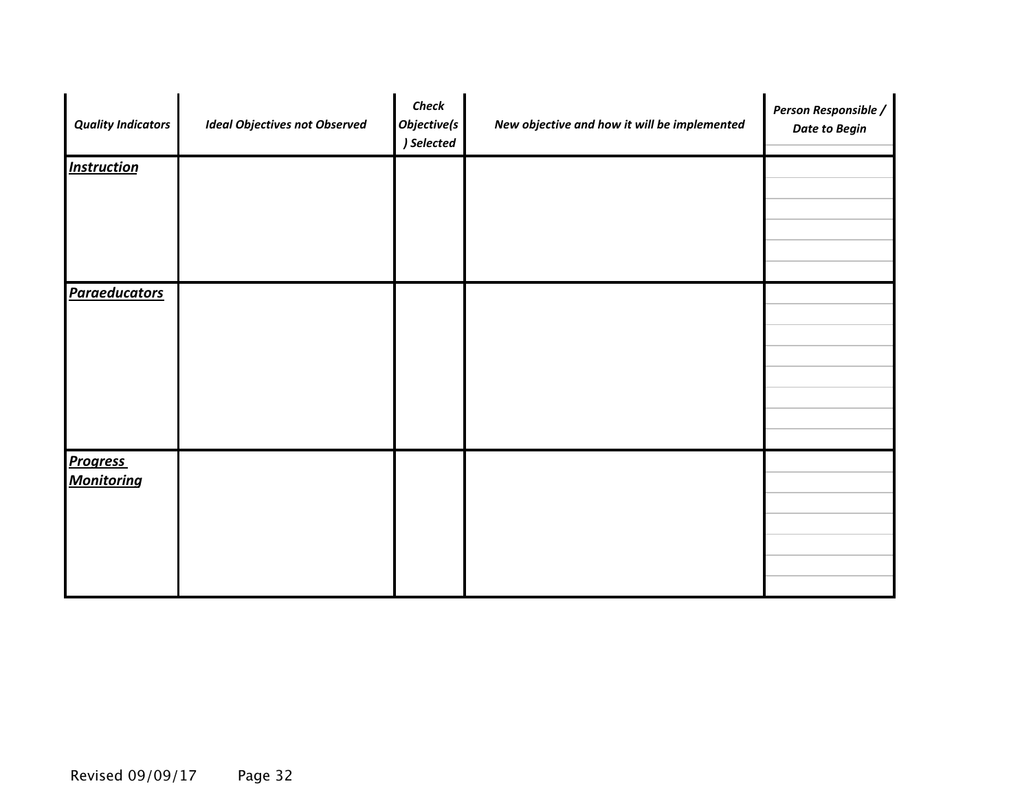| *Quality Indicators* | *Ideal Objectives not Observed* | *Check Objective(s) Selected* | *New objective and how it will be implemented* | *Person Responsible / Date to Begin* |
|---|---|---|---|---|
| ***Instruction*** | | | | |
| ***Paraeducators*** | | | | |
| ***Progress Monitoring*** | | | | |

Revised 09/09/17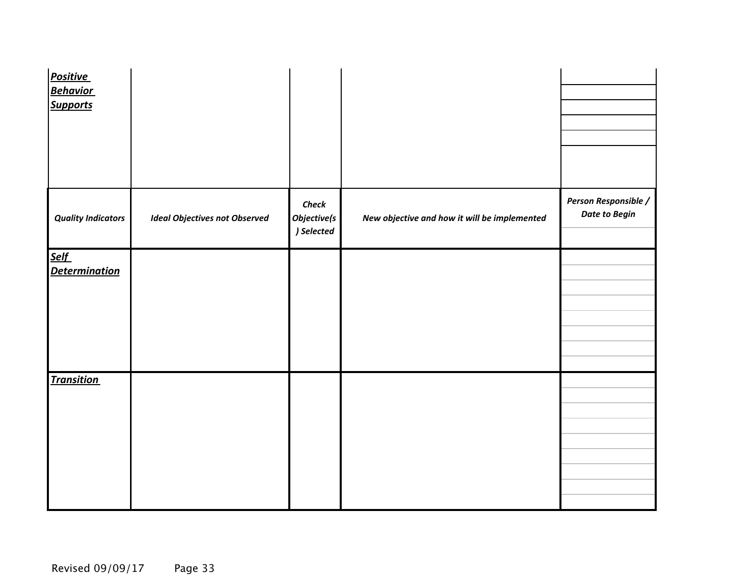| | | | | |
|---|---|---|---|---|
| ***<u>Positive Behavior Supports</u>*** | | | | |

| *Quality Indicators* | *Ideal Objectives not Observed* | *Check Objective(s) Selected* | *New objective and how it will be implemented* | *Person Responsible / Date to Begin* |
|---|---|---|---|---|
| ***<u>Self Determination</u>*** | | | | |
| ***<u>Transition</u>*** | | | | |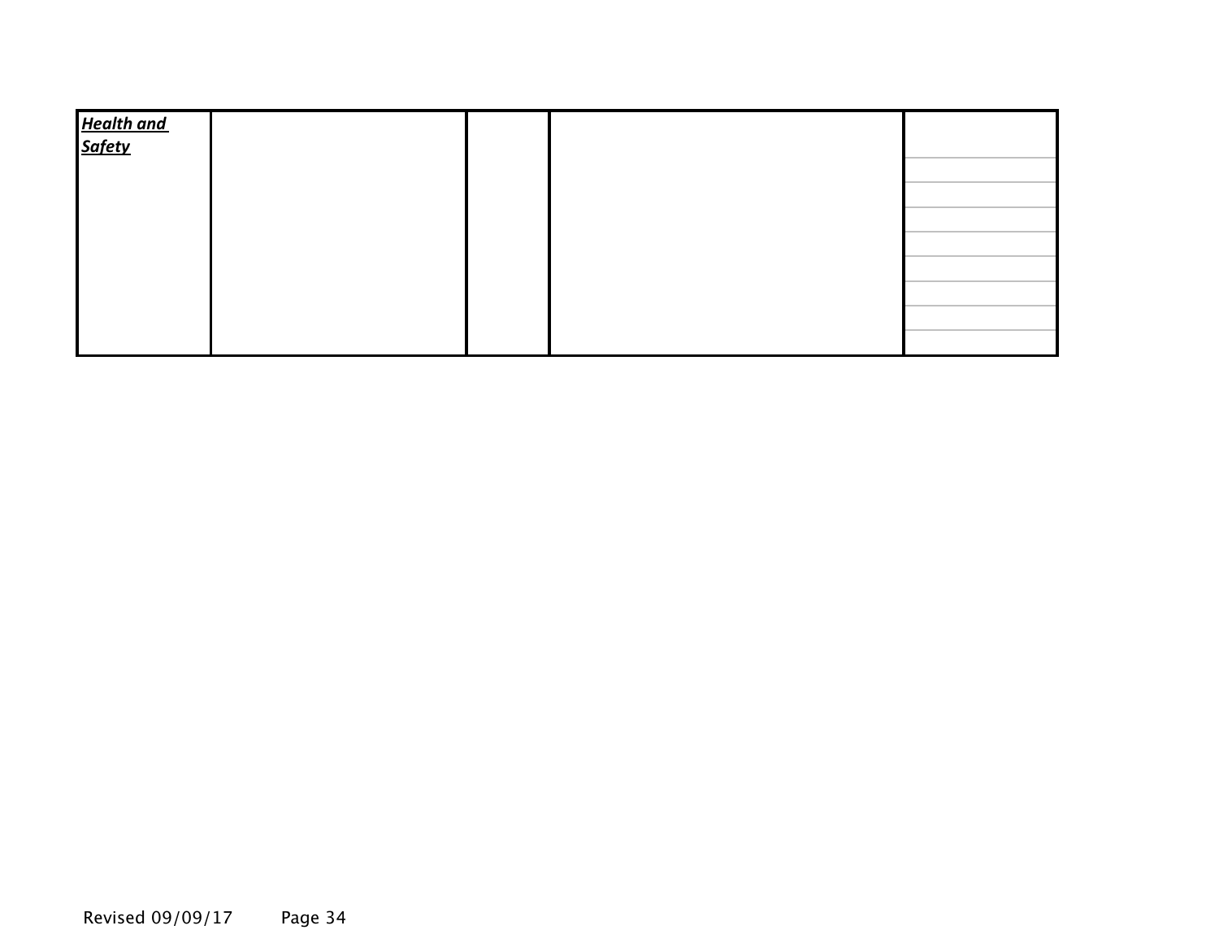| ***Health and Safety*** | | | | |
|---|---|---|---|---|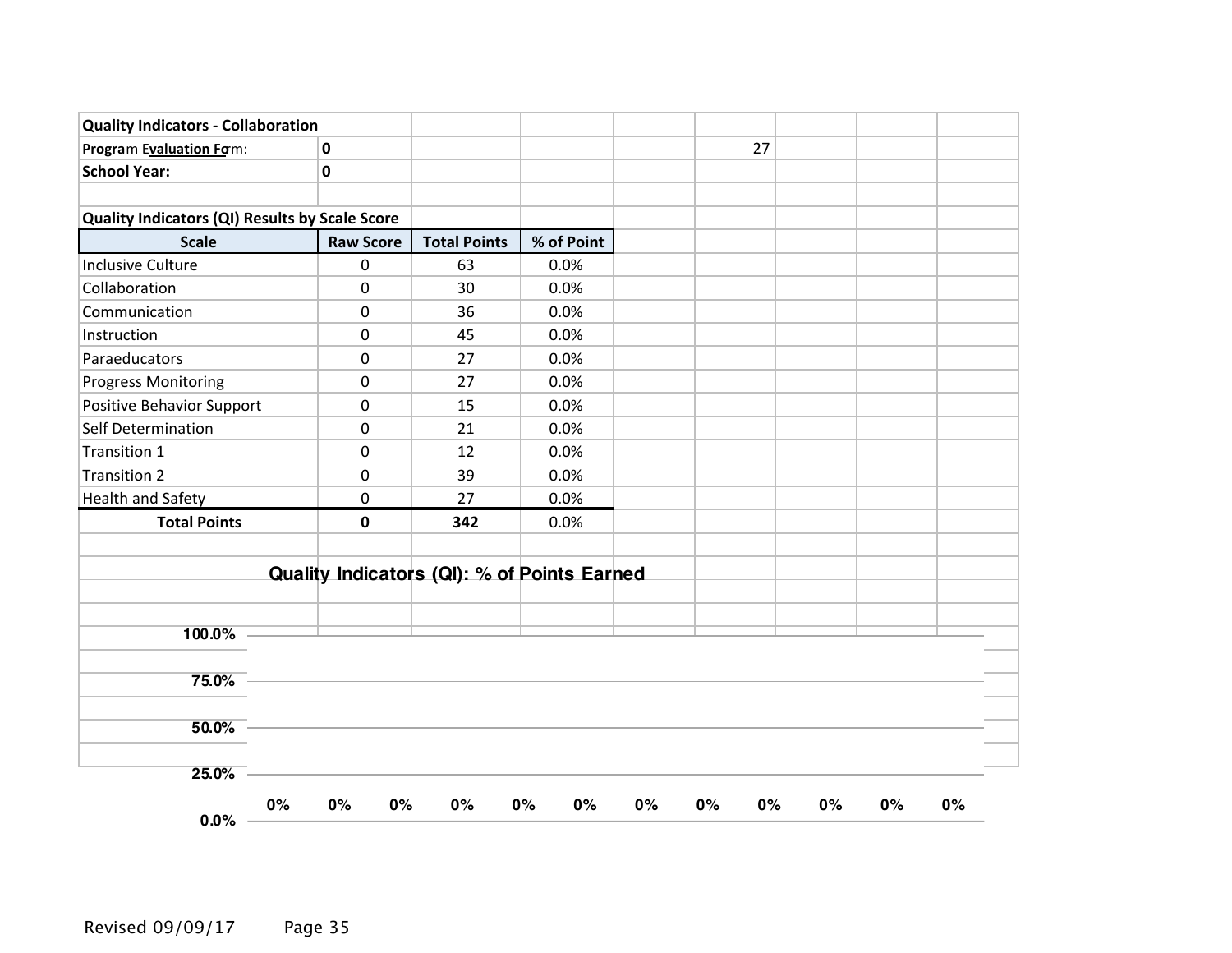## Quality Indicators - Collaboration

**Program Evaluation Form:** 0 &nbsp;&nbsp;&nbsp;&nbsp; 27

**School Year:** 0

### Quality Indicators (QI) Results by Scale Score

| Scale | Raw Score | Total Points | % of Point |
|---|---|---|---|
| Inclusive Culture | 0 | 63 | 0.0% |
| Collaboration | 0 | 30 | 0.0% |
| Communication | 0 | 36 | 0.0% |
| Instruction | 0 | 45 | 0.0% |
| Paraeducators | 0 | 27 | 0.0% |
| Progress Monitoring | 0 | 27 | 0.0% |
| Positive Behavior Support | 0 | 15 | 0.0% |
| Self Determination | 0 | 21 | 0.0% |
| Transition 1 | 0 | 12 | 0.0% |
| Transition 2 | 0 | 39 | 0.0% |
| Health and Safety | 0 | 27 | 0.0% |
| **Total Points** | **0** | **342** | 0.0% |

**Quality Indicators (QI): % of Points Earned**

100.0%

75.0%

50.0%

25.0%

0% 0% 0% 0% 0% 0% 0% 0% 0% 0% 0% 0%

0.0%

Revised 09/09/17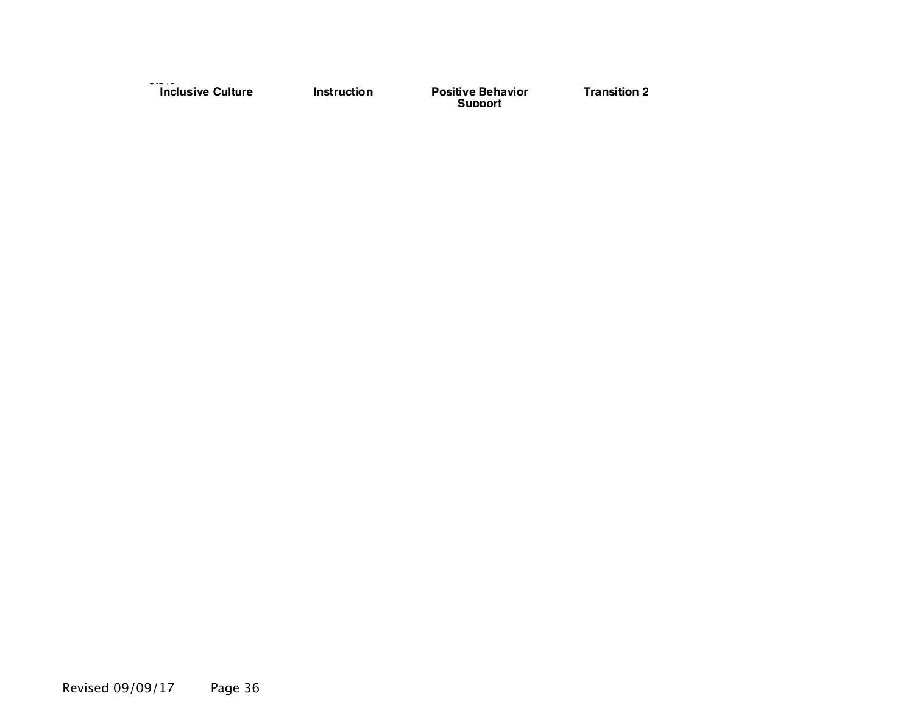| Inclusive Culture | Instruction | Positive Behavior Support | Transition 2 |
| --- | --- | --- | --- |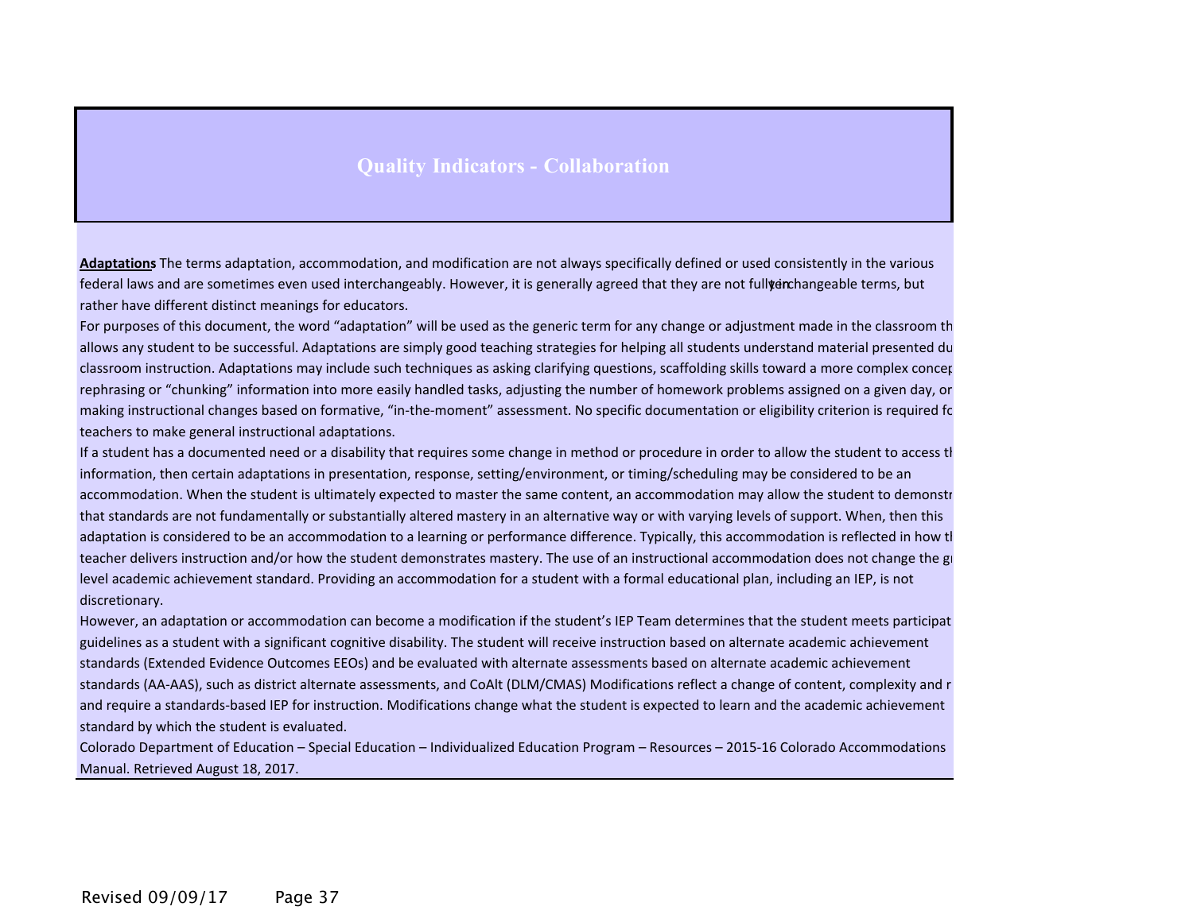# Quality Indicators - Collaboration

**Adaptations** The terms adaptation, accommodation, and modification are not always specifically defined or used consistently in the various federal laws and are sometimes even used interchangeably. However, it is generally agreed that they are not fully interchangeable terms, but rather have different distinct meanings for educators.

For purposes of this document, the word "adaptation" will be used as the generic term for any change or adjustment made in the classroom th allows any student to be successful. Adaptations are simply good teaching strategies for helping all students understand material presented du classroom instruction. Adaptations may include such techniques as asking clarifying questions, scaffolding skills toward a more complex concep rephrasing or "chunking" information into more easily handled tasks, adjusting the number of homework problems assigned on a given day, or making instructional changes based on formative, "in-the-moment" assessment. No specific documentation or eligibility criterion is required fo teachers to make general instructional adaptations.

If a student has a documented need or a disability that requires some change in method or procedure in order to allow the student to access th information, then certain adaptations in presentation, response, setting/environment, or timing/scheduling may be considered to be an accommodation. When the student is ultimately expected to master the same content, an accommodation may allow the student to demonstr that standards are not fundamentally or substantially altered mastery in an alternative way or with varying levels of support. When, then this adaptation is considered to be an accommodation to a learning or performance difference. Typically, this accommodation is reflected in how th teacher delivers instruction and/or how the student demonstrates mastery. The use of an instructional accommodation does not change the gr level academic achievement standard. Providing an accommodation for a student with a formal educational plan, including an IEP, is not discretionary.

However, an adaptation or accommodation can become a modification if the student's IEP Team determines that the student meets participat guidelines as a student with a significant cognitive disability. The student will receive instruction based on alternate academic achievement standards (Extended Evidence Outcomes EEOs) and be evaluated with alternate assessments based on alternate academic achievement standards (AA-AAS), such as district alternate assessments, and CoAlt (DLM/CMAS) Modifications reflect a change of content, complexity and r and require a standards-based IEP for instruction. Modifications change what the student is expected to learn and the academic achievement standard by which the student is evaluated.

Colorado Department of Education – Special Education – Individualized Education Program – Resources – 2015-16 Colorado Accommodations Manual. Retrieved August 18, 2017.

Revised 09/09/17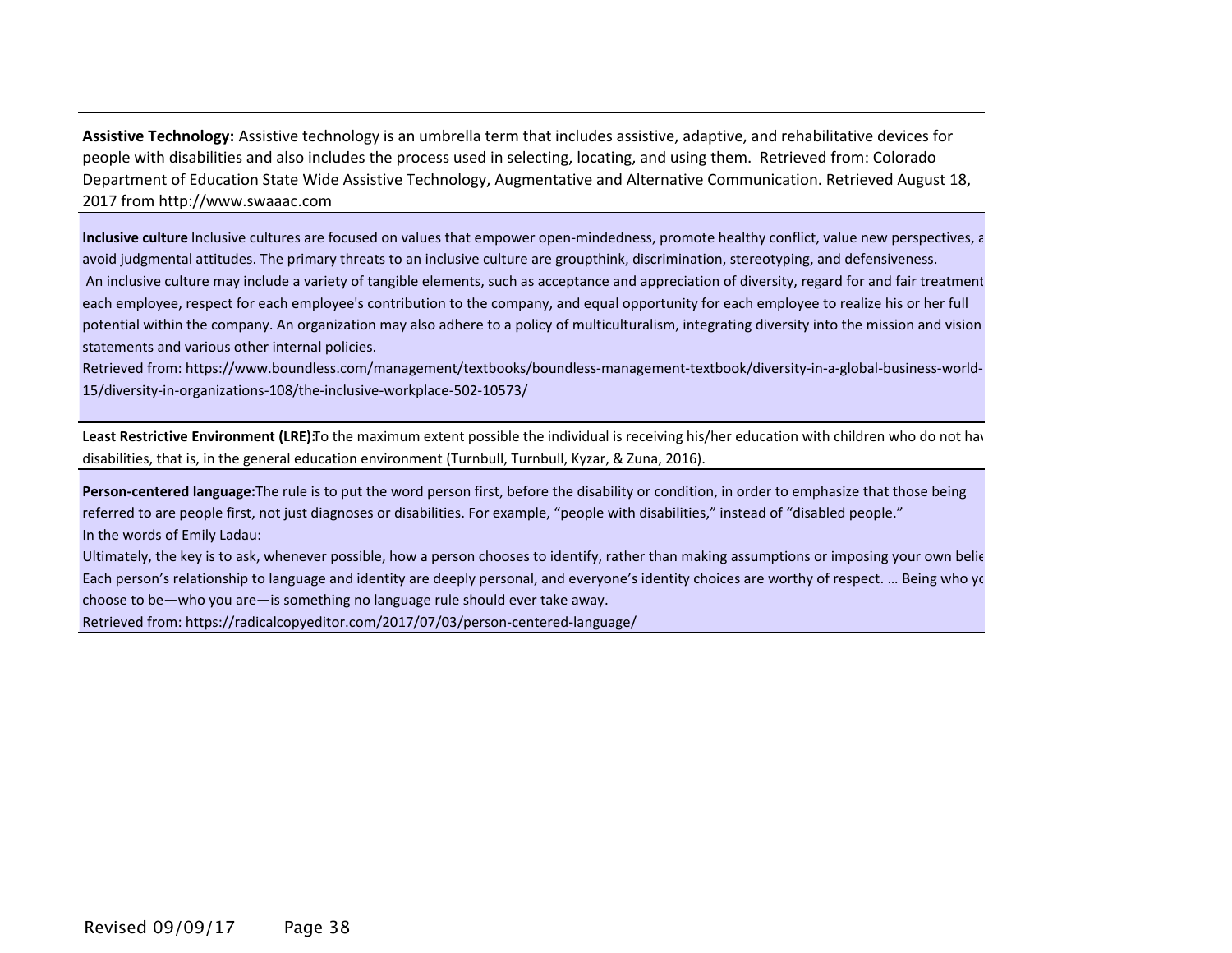**Assistive Technology:** Assistive technology is an umbrella term that includes assistive, adaptive, and rehabilitative devices for people with disabilities and also includes the process used in selecting, locating, and using them. Retrieved from: Colorado Department of Education State Wide Assistive Technology, Augmentative and Alternative Communication. Retrieved August 18, 2017 from http://www.swaaac.com

**Inclusive culture** Inclusive cultures are focused on values that empower open-mindedness, promote healthy conflict, value new perspectives, a avoid judgmental attitudes. The primary threats to an inclusive culture are groupthink, discrimination, stereotyping, and defensiveness.
An inclusive culture may include a variety of tangible elements, such as acceptance and appreciation of diversity, regard for and fair treatment each employee, respect for each employee's contribution to the company, and equal opportunity for each employee to realize his or her full potential within the company. An organization may also adhere to a policy of multiculturalism, integrating diversity into the mission and vision statements and various other internal policies.
Retrieved from: https://www.boundless.com/management/textbooks/boundless-management-textbook/diversity-in-a-global-business-world-15/diversity-in-organizations-108/the-inclusive-workplace-502-10573/

**Least Restrictive Environment (LRE):** To the maximum extent possible the individual is receiving his/her education with children who do not hav disabilities, that is, in the general education environment (Turnbull, Turnbull, Kyzar, & Zuna, 2016).

**Person-centered language:** The rule is to put the word person first, before the disability or condition, in order to emphasize that those being referred to are people first, not just diagnoses or disabilities. For example, "people with disabilities," instead of "disabled people."
In the words of Emily Ladau:
Ultimately, the key is to ask, whenever possible, how a person chooses to identify, rather than making assumptions or imposing your own belie Each person's relationship to language and identity are deeply personal, and everyone's identity choices are worthy of respect. … Being who yo choose to be—who you are—is something no language rule should ever take away.
Retrieved from: https://radicalcopyeditor.com/2017/07/03/person-centered-language/

Revised 09/09/17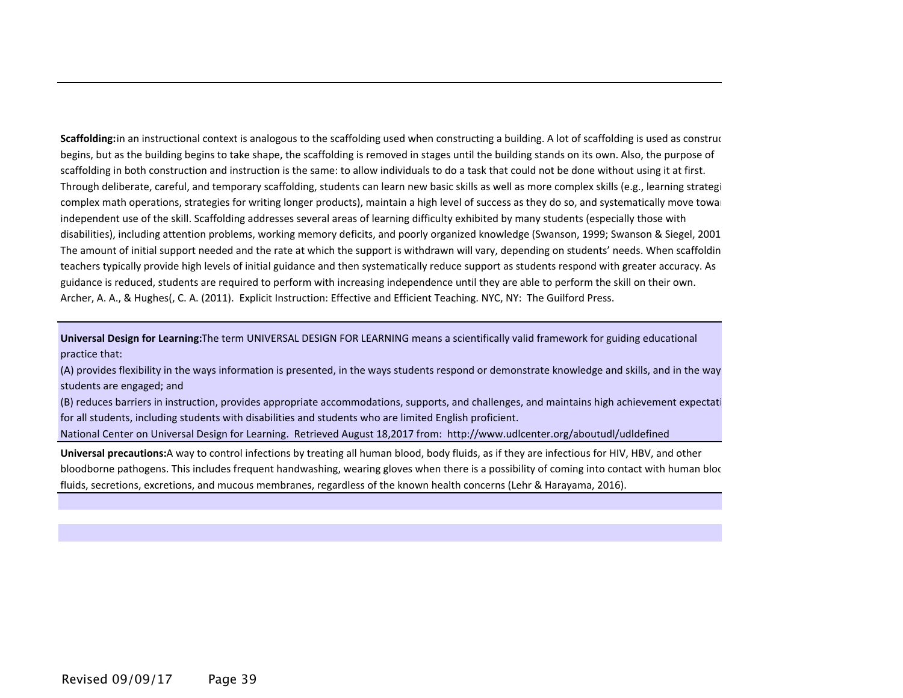**Scaffolding:** in an instructional context is analogous to the scaffolding used when constructing a building. A lot of scaffolding is used as construc begins, but as the building begins to take shape, the scaffolding is removed in stages until the building stands on its own. Also, the purpose of scaffolding in both construction and instruction is the same: to allow individuals to do a task that could not be done without using it at first. Through deliberate, careful, and temporary scaffolding, students can learn new basic skills as well as more complex skills (e.g., learning strategi complex math operations, strategies for writing longer products), maintain a high level of success as they do so, and systematically move towa independent use of the skill. Scaffolding addresses several areas of learning difficulty exhibited by many students (especially those with disabilities), including attention problems, working memory deficits, and poorly organized knowledge (Swanson, 1999; Swanson & Siegel, 2001 The amount of initial support needed and the rate at which the support is withdrawn will vary, depending on students' needs. When scaffoldin teachers typically provide high levels of initial guidance and then systematically reduce support as students respond with greater accuracy. As guidance is reduced, students are required to perform with increasing independence until they are able to perform the skill on their own. Archer, A. A., & Hughes(, C. A. (2011). Explicit Instruction: Effective and Efficient Teaching. NYC, NY: The Guilford Press.

**Universal Design for Learning:** The term UNIVERSAL DESIGN FOR LEARNING means a scientifically valid framework for guiding educational practice that:

(A) provides flexibility in the ways information is presented, in the ways students respond or demonstrate knowledge and skills, and in the way students are engaged; and

(B) reduces barriers in instruction, provides appropriate accommodations, supports, and challenges, and maintains high achievement expectati for all students, including students with disabilities and students who are limited English proficient.

National Center on Universal Design for Learning. Retrieved August 18,2017 from: http://www.udlcenter.org/aboutudl/udldefined

**Universal precautions:** A way to control infections by treating all human blood, body fluids, as if they are infectious for HIV, HBV, and other bloodborne pathogens. This includes frequent handwashing, wearing gloves when there is a possibility of coming into contact with human bloo fluids, secretions, excretions, and mucous membranes, regardless of the known health concerns (Lehr & Harayama, 2016).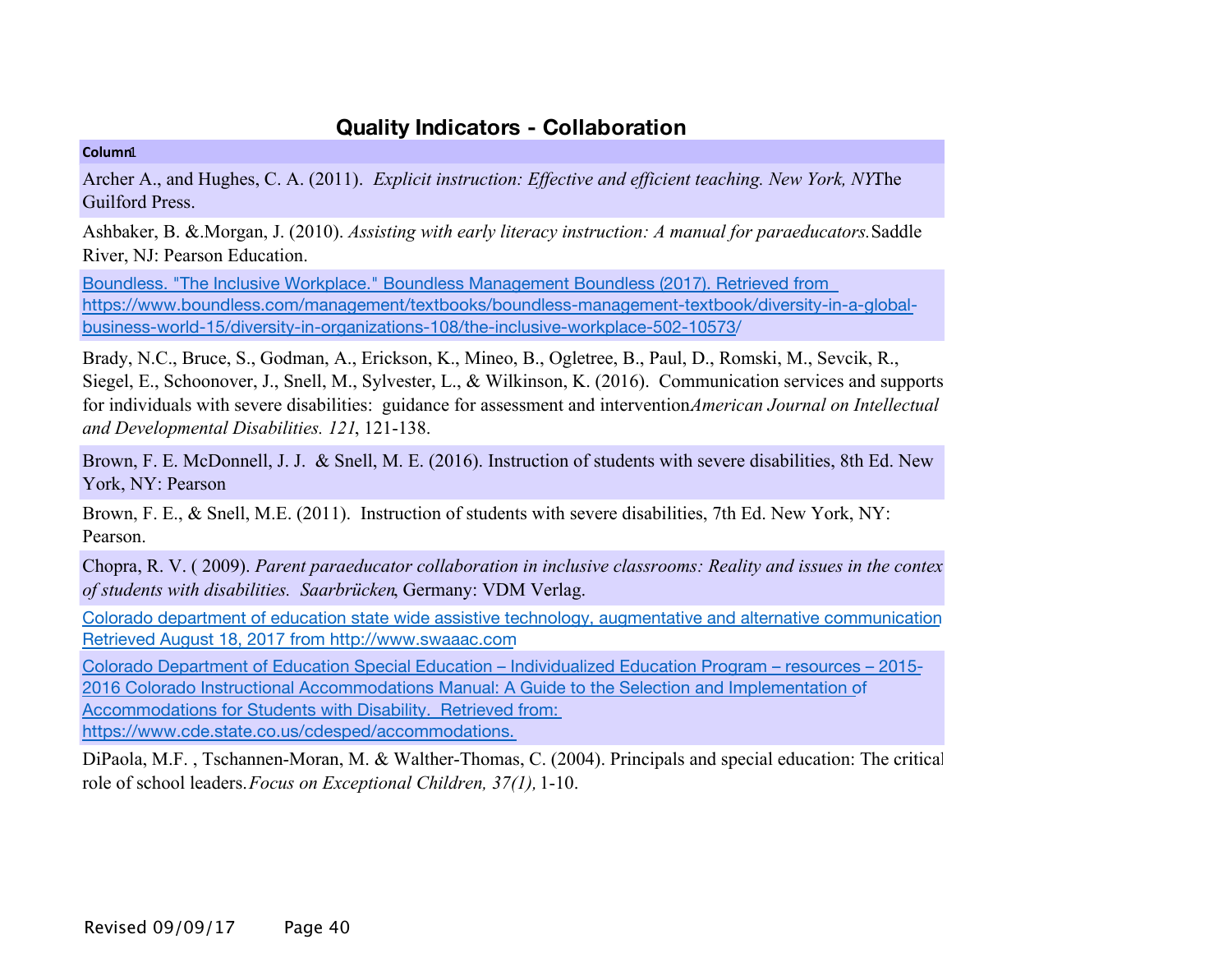## Quality Indicators - Collaboration

| Column1 |
|---|
| Archer A., and Hughes, C. A. (2011). *Explicit instruction: Effective and efficient teaching. New York, NY*The Guilford Press. |
| Ashbaker, B. &.Morgan, J. (2010). *Assisting with early literacy instruction: A manual for paraeducators.* Saddle River, NJ: Pearson Education. |
| Boundless. "The Inclusive Workplace." Boundless Management Boundless (2017). Retrieved from https://www.boundless.com/management/textbooks/boundless-management-textbook/diversity-in-a-global-business-world-15/diversity-in-organizations-108/the-inclusive-workplace-502-10573/ |
| Brady, N.C., Bruce, S., Godman, A., Erickson, K., Mineo, B., Ogletree, B., Paul, D., Romski, M., Sevcik, R., Siegel, E., Schoonover, J., Snell, M., Sylvester, L., & Wilkinson, K. (2016). Communication services and supports for individuals with severe disabilities: guidance for assessment and intervention*American Journal on Intellectual and Developmental Disabilities. 121*, 121-138. |
| Brown, F. E. McDonnell, J. J. & Snell, M. E. (2016). Instruction of students with severe disabilities, 8th Ed. New York, NY: Pearson |
| Brown, F. E., & Snell, M.E. (2011). Instruction of students with severe disabilities, 7th Ed. New York, NY: Pearson. |
| Chopra, R. V. ( 2009). *Parent paraeducator collaboration in inclusive classrooms: Reality and issues in the contex of students with disabilities. Saarbrücken*, Germany: VDM Verlag. |
| Colorado department of education state wide assistive technology, augmentative and alternative communication Retrieved August 18, 2017 from http://www.swaaac.com |
| Colorado Department of Education Special Education – Individualized Education Program – resources – 2015-2016 Colorado Instructional Accommodations Manual: A Guide to the Selection and Implementation of Accommodations for Students with Disability. Retrieved from: https://www.cde.state.co.us/cdesped/accommodations. |
| DiPaola, M.F. , Tschannen-Moran, M. & Walther-Thomas, C. (2004). Principals and special education: The critical role of school leaders.*Focus on Exceptional Children, 37(1),* 1-10. |

Revised 09/09/17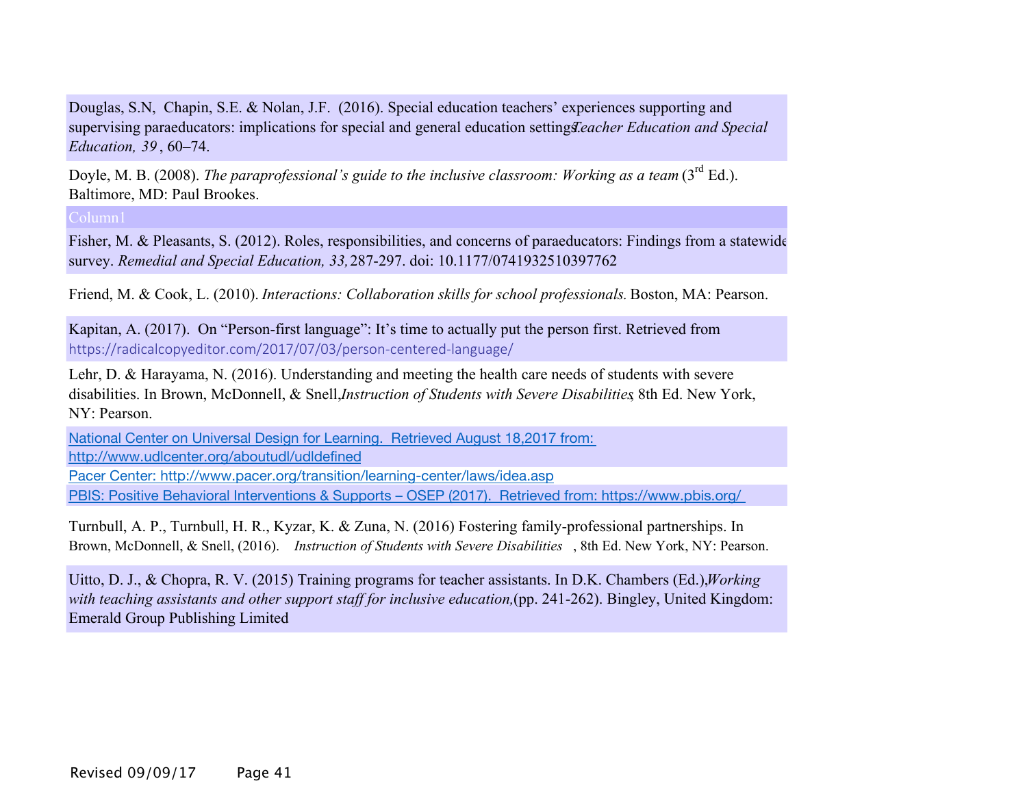Douglas, S.N, Chapin, S.E. & Nolan, J.F. (2016). Special education teachers' experiences supporting and supervising paraeducators: implications for special and general education settings. *Teacher Education and Special Education, 39*, 60–74.

Doyle, M. B. (2008). *The paraprofessional's guide to the inclusive classroom: Working as a team* (3rd Ed.). Baltimore, MD: Paul Brookes.

Column1

Fisher, M. & Pleasants, S. (2012). Roles, responsibilities, and concerns of paraeducators: Findings from a statewide survey. *Remedial and Special Education, 33,* 287-297. doi: 10.1177/0741932510397762

Friend, M. & Cook, L. (2010). *Interactions: Collaboration skills for school professionals.* Boston, MA: Pearson.

Kapitan, A. (2017). On "Person-first language": It's time to actually put the person first. Retrieved from https://radicalcopyeditor.com/2017/07/03/person-centered-language/

Lehr, D. & Harayama, N. (2016). Understanding and meeting the health care needs of students with severe disabilities. In Brown, McDonnell, & Snell, *Instruction of Students with Severe Disabilities*, 8th Ed. New York, NY: Pearson.

National Center on Universal Design for Learning. Retrieved August 18,2017 from: http://www.udlcenter.org/aboutudl/udldefined

Pacer Center: http://www.pacer.org/transition/learning-center/laws/idea.asp

PBIS: Positive Behavioral Interventions & Supports – OSEP (2017). Retrieved from: https://www.pbis.org/

Turnbull, A. P., Turnbull, H. R., Kyzar, K. & Zuna, N. (2016) Fostering family-professional partnerships. In Brown, McDonnell, & Snell, (2016). *Instruction of Students with Severe Disabilities*, 8th Ed. New York, NY: Pearson.

Uitto, D. J., & Chopra, R. V. (2015) Training programs for teacher assistants. In D.K. Chambers (Ed.), *Working with teaching assistants and other support staff for inclusive education,* (pp. 241-262). Bingley, United Kingdom: Emerald Group Publishing Limited